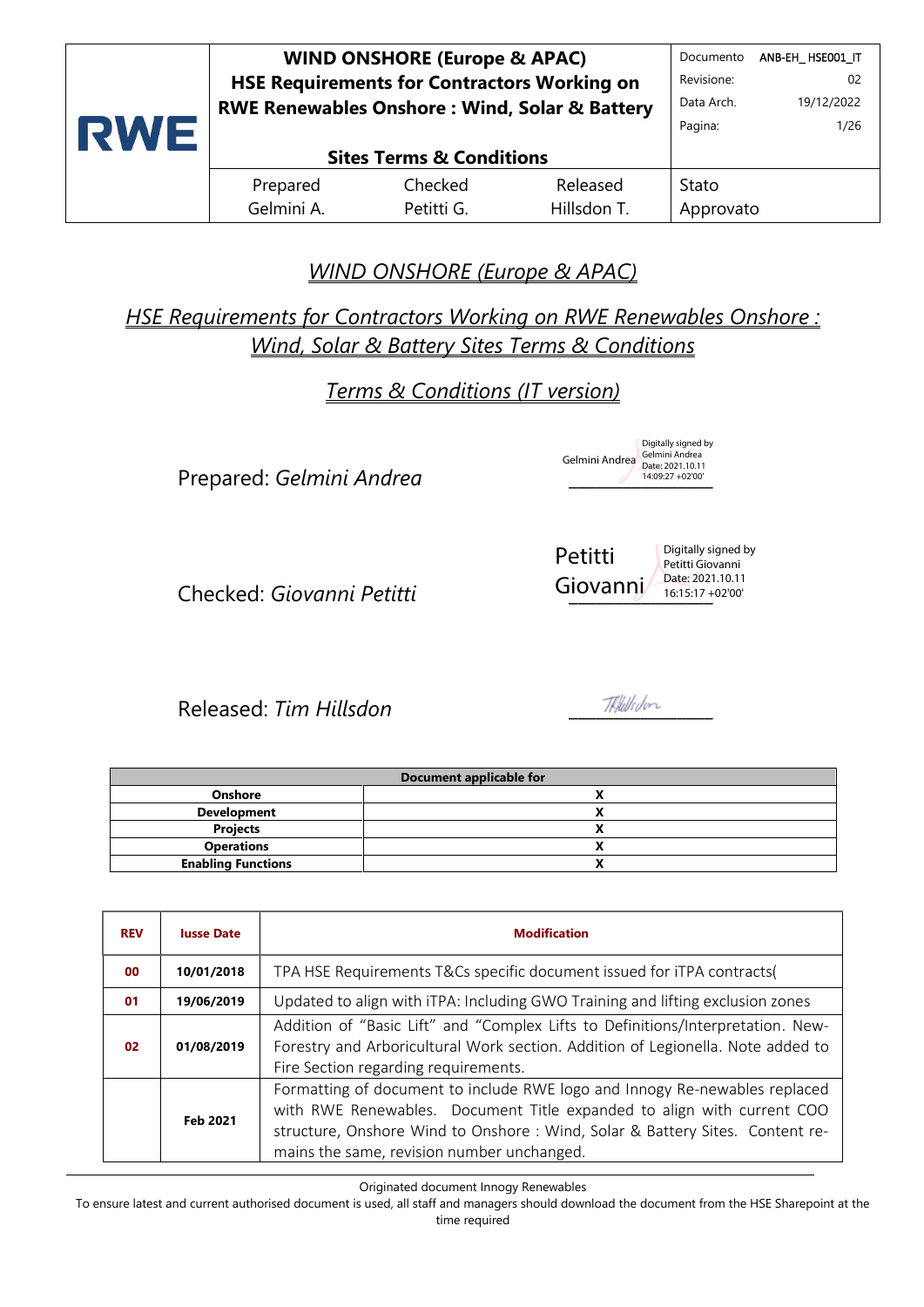| RWE | WIND ONSHORE (Europe & APAC) HSE Requirements for Contractors Working on RWE Renewables Onshore : Wind, Solar & Battery Sites Terms & Conditions | | | Documento ANB-EH_ HSE001_IT Revisione: 02 Data Arch. 19/12/2022 |
|---|---|---|---|---|
| | Prepared | Checked | Released | Stato |
| | Gelmini A. | Petitti G. | Hillsdon T. | Approvato |

# *WIND ONSHORE (Europe & APAC)*

## *HSE Requirements for Contractors Working on RWE Renewables Onshore : Wind, Solar & Battery Sites Terms & Conditions*

## *Terms & Conditions (IT version)*

Prepared: *Gelmini Andrea* — Gelmini Andrea Digitally signed by Gelmini Andrea Date: 2021.10.11 14:09:27 +02'00'

Checked: *Giovanni Petitti* — Petitti Giovanni Digitally signed by Petitti Giovanni Date: 2021.10.11 16:15:17 +02'00'

Released: *Tim Hillsdon* — THillsdon

| Document applicable for | |
|---|---|
| **Onshore** | X |
| **Development** | X |
| **Projects** | X |
| **Operations** | X |
| **Enabling Functions** | X |

| REV | Iusse Date | Modification |
|---|---|---|
| **00** | **10/01/2018** | TPA HSE Requirements T&Cs specific document issued for iTPA contracts( |
| **01** | **19/06/2019** | Updated to align with iTPA: Including GWO Training and lifting exclusion zones |
| **02** | **01/08/2019** | Addition of “Basic Lift” and “Complex Lifts to Definitions/Interpretation. New-Forestry and Arboricultural Work section. Addition of Legionella. Note added to Fire Section regarding requirements. |
| | **Feb 2021** | Formatting of document to include RWE logo and Innogy Re-newables replaced with RWE Renewables. Document Title expanded to align with current COO structure, Onshore Wind to Onshore : Wind, Solar & Battery Sites. Content re-mains the same, revision number unchanged. |

Originated document Innogy Renewables

To ensure latest and current authorised document is used, all staff and managers should download the document from the HSE Sharepoint at the time required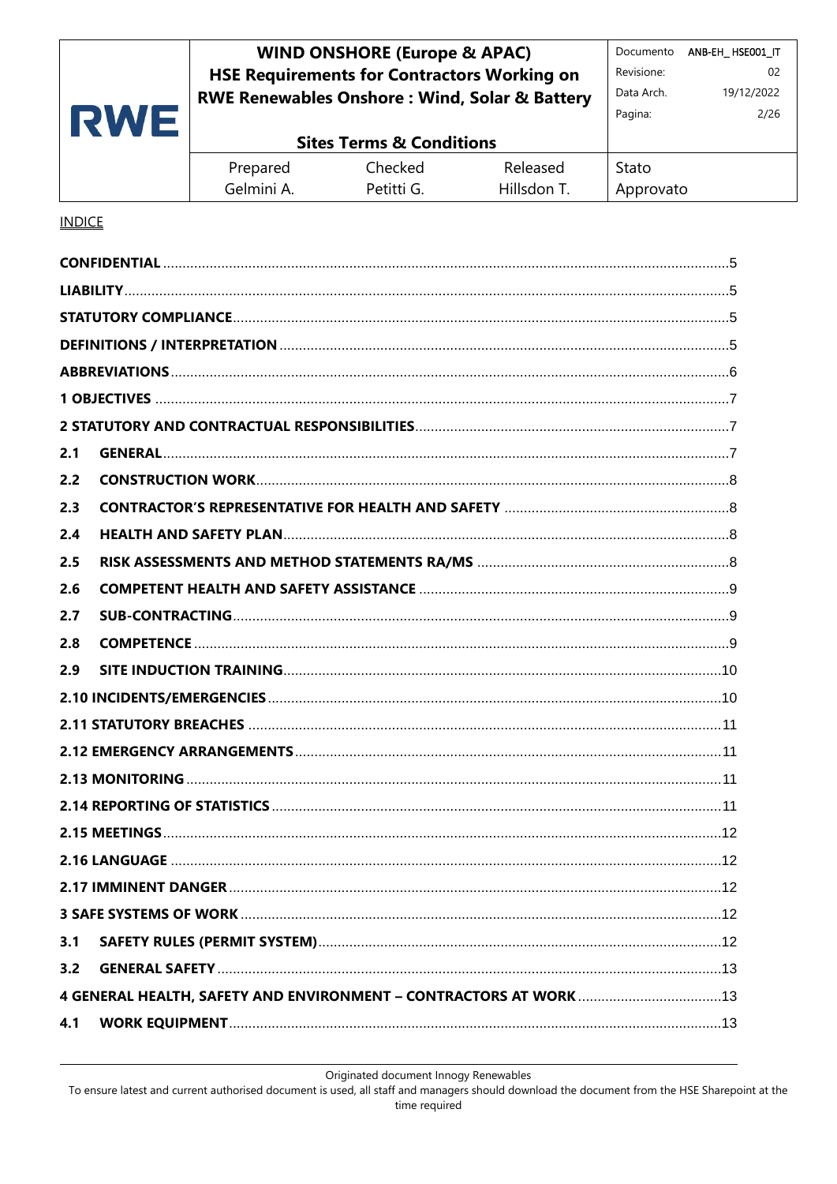INDICE

| | |
|---|---|
| **CONFIDENTIAL** | 5 |
| **LIABILITY** | 5 |
| **STATUTORY COMPLIANCE** | 5 |
| **DEFINITIONS / INTERPRETATION** | 5 |
| **ABBREVIATIONS** | 6 |
| **1 OBJECTIVES** | 7 |
| **2 STATUTORY AND CONTRACTUAL RESPONSIBILITIES** | 7 |
| **2.1 GENERAL** | 7 |
| **2.2 CONSTRUCTION WORK** | 8 |
| **2.3 CONTRACTOR'S REPRESENTATIVE FOR HEALTH AND SAFETY** | 8 |
| **2.4 HEALTH AND SAFETY PLAN** | 8 |
| **2.5 RISK ASSESSMENTS AND METHOD STATEMENTS RA/MS** | 8 |
| **2.6 COMPETENT HEALTH AND SAFETY ASSISTANCE** | 9 |
| **2.7 SUB-CONTRACTING** | 9 |
| **2.8 COMPETENCE** | 9 |
| **2.9 SITE INDUCTION TRAINING** | 10 |
| **2.10 INCIDENTS/EMERGENCIES** | 10 |
| **2.11 STATUTORY BREACHES** | 11 |
| **2.12 EMERGENCY ARRANGEMENTS** | 11 |
| **2.13 MONITORING** | 11 |
| **2.14 REPORTING OF STATISTICS** | 11 |
| **2.15 MEETINGS** | 12 |
| **2.16 LANGUAGE** | 12 |
| **2.17 IMMINENT DANGER** | 12 |
| **3 SAFE SYSTEMS OF WORK** | 12 |
| **3.1 SAFETY RULES (PERMIT SYSTEM)** | 12 |
| **3.2 GENERAL SAFETY** | 13 |
| **4 GENERAL HEALTH, SAFETY AND ENVIRONMENT – CONTRACTORS AT WORK** | 13 |
| **4.1 WORK EQUIPMENT** | 13 |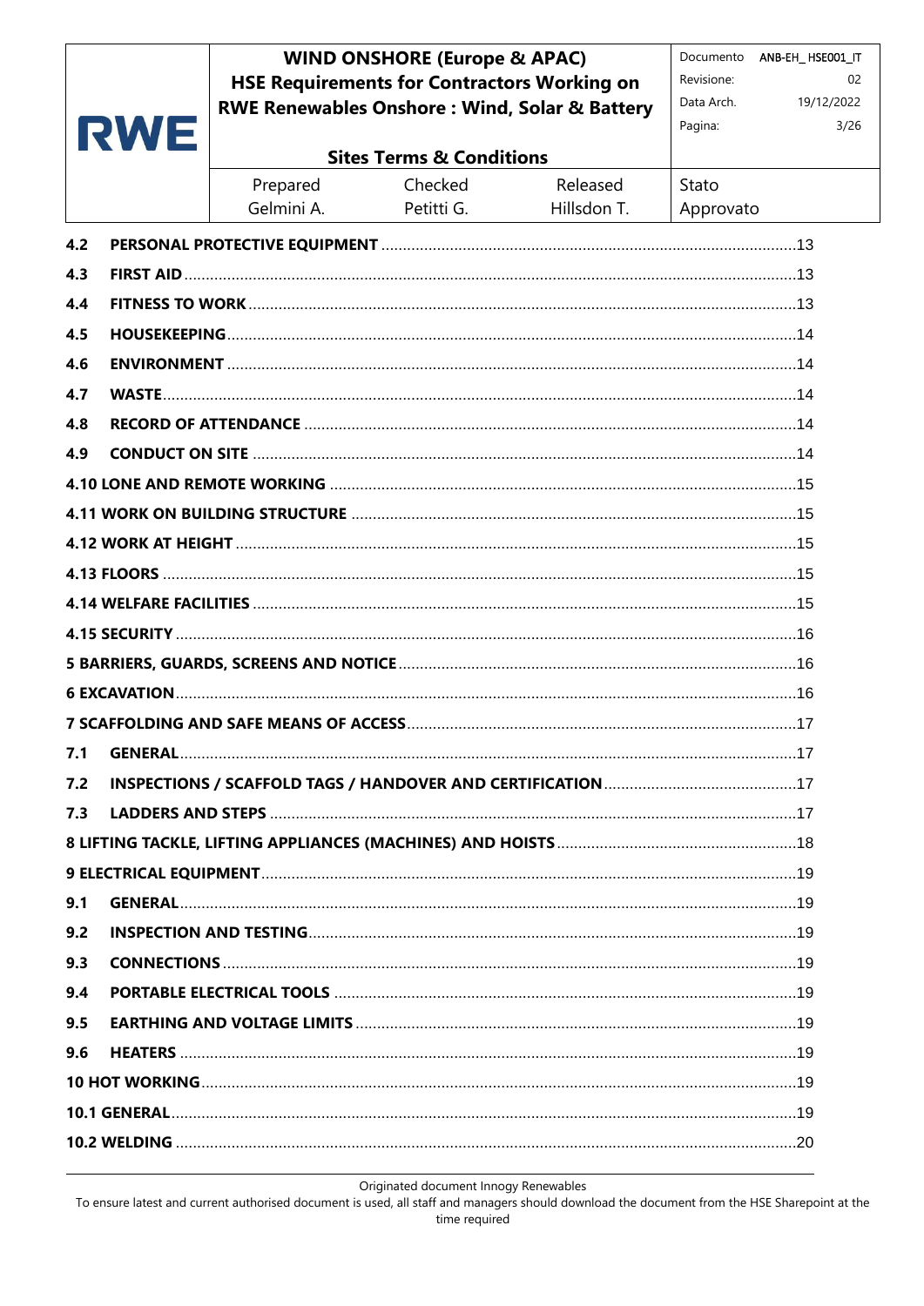| | | |
|---|---|---|
| **4.2** | **PERSONAL PROTECTIVE EQUIPMENT** | 13 |
| **4.3** | **FIRST AID** | 13 |
| **4.4** | **FITNESS TO WORK** | 13 |
| **4.5** | **HOUSEKEEPING** | 14 |
| **4.6** | **ENVIRONMENT** | 14 |
| **4.7** | **WASTE** | 14 |
| **4.8** | **RECORD OF ATTENDANCE** | 14 |
| **4.9** | **CONDUCT ON SITE** | 14 |
| **4.10 LONE AND REMOTE WORKING** | | 15 |
| **4.11 WORK ON BUILDING STRUCTURE** | | 15 |
| **4.12 WORK AT HEIGHT** | | 15 |
| **4.13 FLOORS** | | 15 |
| **4.14 WELFARE FACILITIES** | | 15 |
| **4.15 SECURITY** | | 16 |
| **5 BARRIERS, GUARDS, SCREENS AND NOTICE** | | 16 |
| **6 EXCAVATION** | | 16 |
| **7 SCAFFOLDING AND SAFE MEANS OF ACCESS** | | 17 |
| **7.1** | **GENERAL** | 17 |
| **7.2** | **INSPECTIONS / SCAFFOLD TAGS / HANDOVER AND CERTIFICATION** | 17 |
| **7.3** | **LADDERS AND STEPS** | 17 |
| **8 LIFTING TACKLE, LIFTING APPLIANCES (MACHINES) AND HOISTS** | | 18 |
| **9 ELECTRICAL EQUIPMENT** | | 19 |
| **9.1** | **GENERAL** | 19 |
| **9.2** | **INSPECTION AND TESTING** | 19 |
| **9.3** | **CONNECTIONS** | 19 |
| **9.4** | **PORTABLE ELECTRICAL TOOLS** | 19 |
| **9.5** | **EARTHING AND VOLTAGE LIMITS** | 19 |
| **9.6** | **HEATERS** | 19 |
| **10 HOT WORKING** | | 19 |
| **10.1 GENERAL** | | 19 |
| **10.2 WELDING** | | 20 |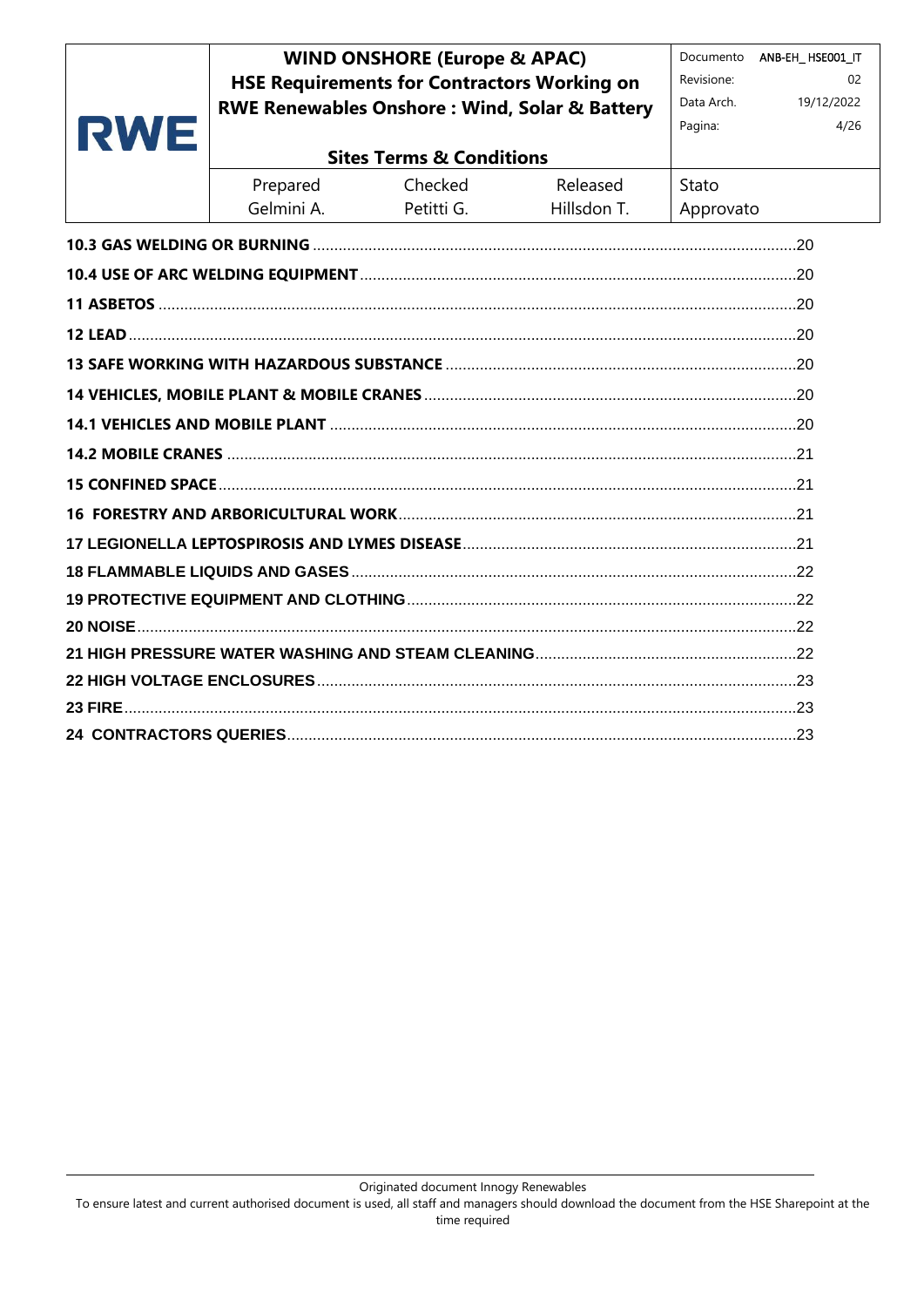10.3 GAS WELDING OR BURNING .....20
10.4 USE OF ARC WELDING EQUIPMENT .....20
11 ASBETOS .....20
12 LEAD .....20
13 SAFE WORKING WITH HAZARDOUS SUBSTANCE .....20
14 VEHICLES, MOBILE PLANT & MOBILE CRANES .....20
14.1 VEHICLES AND MOBILE PLANT .....20
14.2 MOBILE CRANES .....21
15 CONFINED SPACE .....21
16 FORESTRY AND ARBORICULTURAL WORK .....21
17 LEGIONELLA LEPTOSPIROSIS AND LYMES DISEASE .....21
18 FLAMMABLE LIQUIDS AND GASES .....22
19 PROTECTIVE EQUIPMENT AND CLOTHING .....22
20 NOISE .....22
21 HIGH PRESSURE WATER WASHING AND STEAM CLEANING .....22
22 HIGH VOLTAGE ENCLOSURES .....23
23 FIRE .....23
24 CONTRACTORS QUERIES .....23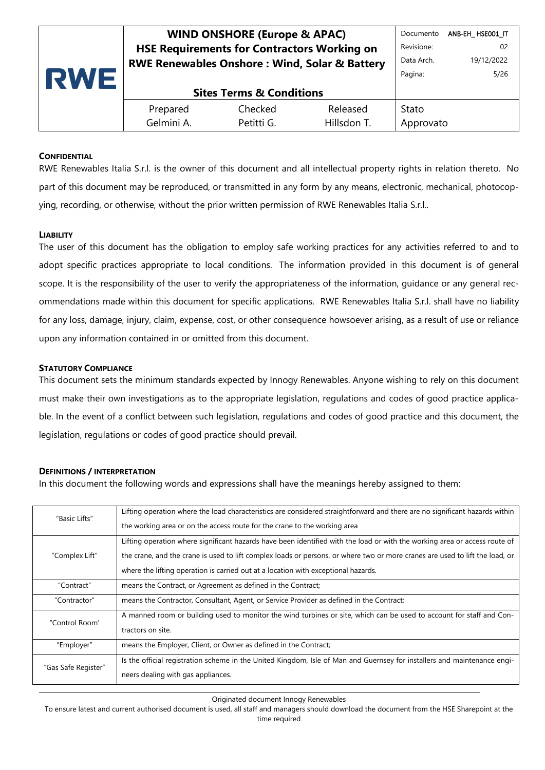**CONFIDENTIAL**

RWE Renewables Italia S.r.l. is the owner of this document and all intellectual property rights in relation thereto. No part of this document may be reproduced, or transmitted in any form by any means, electronic, mechanical, photocopying, recording, or otherwise, without the prior written permission of RWE Renewables Italia S.r.l..

**LIABILITY**

The user of this document has the obligation to employ safe working practices for any activities referred to and to adopt specific practices appropriate to local conditions. The information provided in this document is of general scope. It is the responsibility of the user to verify the appropriateness of the information, guidance or any general recommendations made within this document for specific applications. RWE Renewables Italia S.r.l. shall have no liability for any loss, damage, injury, claim, expense, cost, or other consequence howsoever arising, as a result of use or reliance upon any information contained in or omitted from this document.

**STATUTORY COMPLIANCE**

This document sets the minimum standards expected by Innogy Renewables. Anyone wishing to rely on this document must make their own investigations as to the appropriate legislation, regulations and codes of good practice applicable. In the event of a conflict between such legislation, regulations and codes of good practice and this document, the legislation, regulations or codes of good practice should prevail.

**DEFINITIONS / INTERPRETATION**

In this document the following words and expressions shall have the meanings hereby assigned to them:

| Term | Meaning |
|---|---|
| "Basic Lifts" | Lifting operation where the load characteristics are considered straightforward and there are no significant hazards within the working area or on the access route for the crane to the working area |
| "Complex Lift" | Lifting operation where significant hazards have been identified with the load or with the working area or access route of the crane, and the crane is used to lift complex loads or persons, or where two or more cranes are used to lift the load, or where the lifting operation is carried out at a location with exceptional hazards. |
| "Contract" | means the Contract, or Agreement as defined in the Contract; |
| "Contractor" | means the Contractor, Consultant, Agent, or Service Provider as defined in the Contract; |
| "Control Room' | A manned room or building used to monitor the wind turbines or site, which can be used to account for staff and Contractors on site. |
| "Employer" | means the Employer, Client, or Owner as defined in the Contract; |
| "Gas Safe Register" | Is the official registration scheme in the United Kingdom, Isle of Man and Guernsey for installers and maintenance engineers dealing with gas appliances. |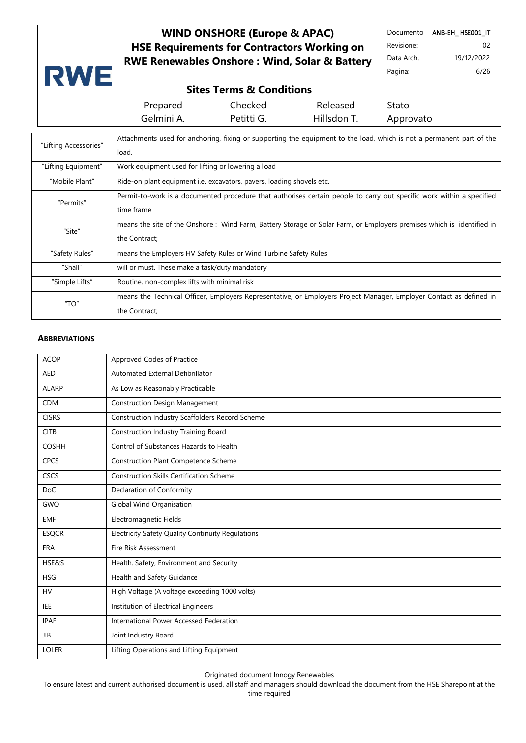| | |
|---|---|
| "Lifting Accessories" | Attachments used for anchoring, fixing or supporting the equipment to the load, which is not a permanent part of the load. |
| "Lifting Equipment" | Work equipment used for lifting or lowering a load |
| "Mobile Plant" | Ride-on plant equipment i.e. excavators, pavers, loading shovels etc. |
| "Permits" | Permit-to-work is a documented procedure that authorises certain people to carry out specific work within a specified time frame |
| "Site" | means the site of the Onshore : Wind Farm, Battery Storage or Solar Farm, or Employers premises which is identified in the Contract; |
| "Safety Rules" | means the Employers HV Safety Rules or Wind Turbine Safety Rules |
| "Shall" | will or must. These make a task/duty mandatory |
| "Simple Lifts" | Routine, non-complex lifts with minimal risk |
| "TO" | means the Technical Officer, Employers Representative, or Employers Project Manager, Employer Contact as defined in the Contract; |

## ABBREVIATIONS

| | |
|---|---|
| ACOP | Approved Codes of Practice |
| AED | Automated External Defibrillator |
| ALARP | As Low as Reasonably Practicable |
| CDM | Construction Design Management |
| CISRS | Construction Industry Scaffolders Record Scheme |
| CITB | Construction Industry Training Board |
| COSHH | Control of Substances Hazards to Health |
| CPCS | Construction Plant Competence Scheme |
| CSCS | Construction Skills Certification Scheme |
| DoC | Declaration of Conformity |
| GWO | Global Wind Organisation |
| EMF | Electromagnetic Fields |
| ESQCR | Electricity Safety Quality Continuity Regulations |
| FRA | Fire Risk Assessment |
| HSE&S | Health, Safety, Environment and Security |
| HSG | Health and Safety Guidance |
| HV | High Voltage (A voltage exceeding 1000 volts) |
| IEE | Institution of Electrical Engineers |
| IPAF | International Power Accessed Federation |
| JIB | Joint Industry Board |
| LOLER | Lifting Operations and Lifting Equipment |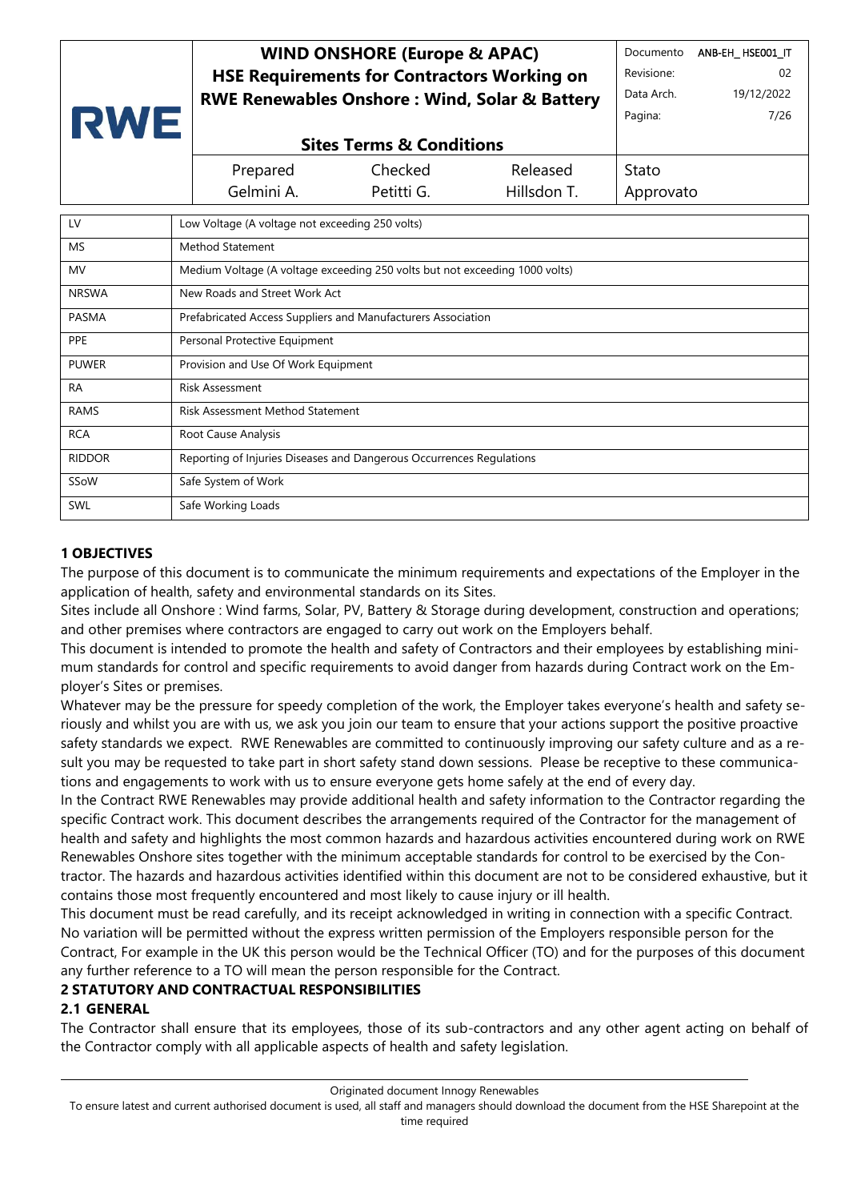| | |
|---|---|
| LV | Low Voltage (A voltage not exceeding 250 volts) |
| MS | Method Statement |
| MV | Medium Voltage (A voltage exceeding 250 volts but not exceeding 1000 volts) |
| NRSWA | New Roads and Street Work Act |
| PASMA | Prefabricated Access Suppliers and Manufacturers Association |
| PPE | Personal Protective Equipment |
| PUWER | Provision and Use Of Work Equipment |
| RA | Risk Assessment |
| RAMS | Risk Assessment Method Statement |
| RCA | Root Cause Analysis |
| RIDDOR | Reporting of Injuries Diseases and Dangerous Occurrences Regulations |
| SSoW | Safe System of Work |
| SWL | Safe Working Loads |

## 1 OBJECTIVES

The purpose of this document is to communicate the minimum requirements and expectations of the Employer in the application of health, safety and environmental standards on its Sites.

Sites include all Onshore : Wind farms, Solar, PV, Battery & Storage during development, construction and operations; and other premises where contractors are engaged to carry out work on the Employers behalf.

This document is intended to promote the health and safety of Contractors and their employees by establishing minimum standards for control and specific requirements to avoid danger from hazards during Contract work on the Employer's Sites or premises.

Whatever may be the pressure for speedy completion of the work, the Employer takes everyone's health and safety seriously and whilst you are with us, we ask you join our team to ensure that your actions support the positive proactive safety standards we expect. RWE Renewables are committed to continuously improving our safety culture and as a result you may be requested to take part in short safety stand down sessions. Please be receptive to these communications and engagements to work with us to ensure everyone gets home safely at the end of every day.

In the Contract RWE Renewables may provide additional health and safety information to the Contractor regarding the specific Contract work. This document describes the arrangements required of the Contractor for the management of health and safety and highlights the most common hazards and hazardous activities encountered during work on RWE Renewables Onshore sites together with the minimum acceptable standards for control to be exercised by the Contractor. The hazards and hazardous activities identified within this document are not to be considered exhaustive, but it contains those most frequently encountered and most likely to cause injury or ill health.

This document must be read carefully, and its receipt acknowledged in writing in connection with a specific Contract. No variation will be permitted without the express written permission of the Employers responsible person for the Contract, For example in the UK this person would be the Technical Officer (TO) and for the purposes of this document any further reference to a TO will mean the person responsible for the Contract.

## 2 STATUTORY AND CONTRACTUAL RESPONSIBILITIES

### 2.1 GENERAL

The Contractor shall ensure that its employees, those of its sub-contractors and any other agent acting on behalf of the Contractor comply with all applicable aspects of health and safety legislation.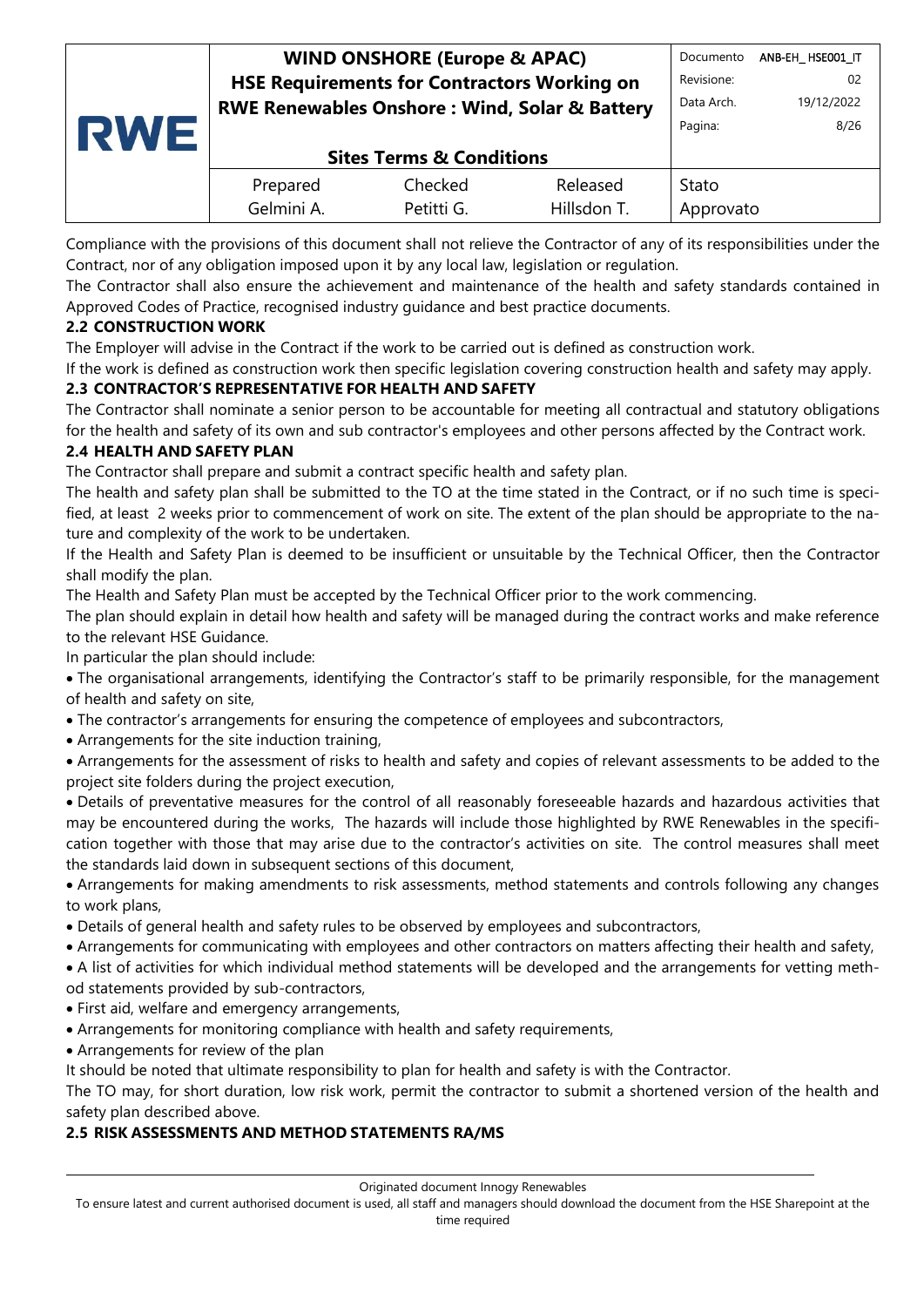Compliance with the provisions of this document shall not relieve the Contractor of any of its responsibilities under the Contract, nor of any obligation imposed upon it by any local law, legislation or regulation.

The Contractor shall also ensure the achievement and maintenance of the health and safety standards contained in Approved Codes of Practice, recognised industry guidance and best practice documents.

### 2.2 CONSTRUCTION WORK

The Employer will advise in the Contract if the work to be carried out is defined as construction work.

If the work is defined as construction work then specific legislation covering construction health and safety may apply.

### 2.3 CONTRACTOR'S REPRESENTATIVE FOR HEALTH AND SAFETY

The Contractor shall nominate a senior person to be accountable for meeting all contractual and statutory obligations for the health and safety of its own and sub contractor's employees and other persons affected by the Contract work.

### 2.4 HEALTH AND SAFETY PLAN

The Contractor shall prepare and submit a contract specific health and safety plan.

The health and safety plan shall be submitted to the TO at the time stated in the Contract, or if no such time is specified, at least 2 weeks prior to commencement of work on site. The extent of the plan should be appropriate to the nature and complexity of the work to be undertaken.

If the Health and Safety Plan is deemed to be insufficient or unsuitable by the Technical Officer, then the Contractor shall modify the plan.

The Health and Safety Plan must be accepted by the Technical Officer prior to the work commencing.

The plan should explain in detail how health and safety will be managed during the contract works and make reference to the relevant HSE Guidance.

In particular the plan should include:

- The organisational arrangements, identifying the Contractor's staff to be primarily responsible, for the management of health and safety on site,
- The contractor's arrangements for ensuring the competence of employees and subcontractors,
- Arrangements for the site induction training,
- Arrangements for the assessment of risks to health and safety and copies of relevant assessments to be added to the project site folders during the project execution,
- Details of preventative measures for the control of all reasonably foreseeable hazards and hazardous activities that may be encountered during the works, The hazards will include those highlighted by RWE Renewables in the specification together with those that may arise due to the contractor's activities on site. The control measures shall meet the standards laid down in subsequent sections of this document,
- Arrangements for making amendments to risk assessments, method statements and controls following any changes to work plans,
- Details of general health and safety rules to be observed by employees and subcontractors,
- Arrangements for communicating with employees and other contractors on matters affecting their health and safety,
- A list of activities for which individual method statements will be developed and the arrangements for vetting method statements provided by sub-contractors,
- First aid, welfare and emergency arrangements,
- Arrangements for monitoring compliance with health and safety requirements,
- Arrangements for review of the plan

It should be noted that ultimate responsibility to plan for health and safety is with the Contractor.

The TO may, for short duration, low risk work, permit the contractor to submit a shortened version of the health and safety plan described above.

### 2.5 RISK ASSESSMENTS AND METHOD STATEMENTS RA/MS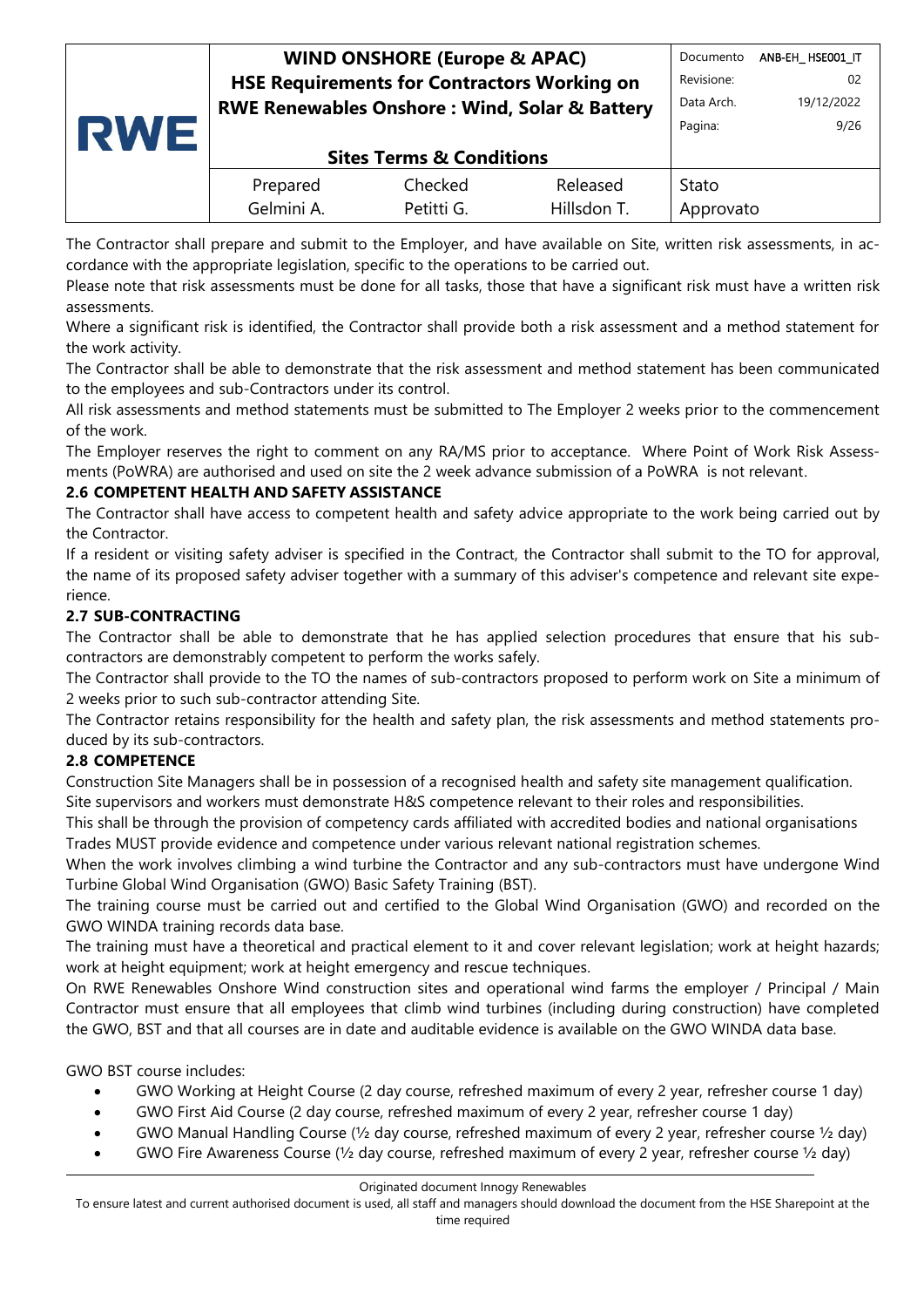The Contractor shall prepare and submit to the Employer, and have available on Site, written risk assessments, in accordance with the appropriate legislation, specific to the operations to be carried out.

Please note that risk assessments must be done for all tasks, those that have a significant risk must have a written risk assessments.

Where a significant risk is identified, the Contractor shall provide both a risk assessment and a method statement for the work activity.

The Contractor shall be able to demonstrate that the risk assessment and method statement has been communicated to the employees and sub-Contractors under its control.

All risk assessments and method statements must be submitted to The Employer 2 weeks prior to the commencement of the work.

The Employer reserves the right to comment on any RA/MS prior to acceptance. Where Point of Work Risk Assessments (PoWRA) are authorised and used on site the 2 week advance submission of a PoWRA is not relevant.

### 2.6 COMPETENT HEALTH AND SAFETY ASSISTANCE

The Contractor shall have access to competent health and safety advice appropriate to the work being carried out by the Contractor.

If a resident or visiting safety adviser is specified in the Contract, the Contractor shall submit to the TO for approval, the name of its proposed safety adviser together with a summary of this adviser's competence and relevant site experience.

### 2.7 SUB-CONTRACTING

The Contractor shall be able to demonstrate that he has applied selection procedures that ensure that his subcontractors are demonstrably competent to perform the works safely.

The Contractor shall provide to the TO the names of sub-contractors proposed to perform work on Site a minimum of 2 weeks prior to such sub-contractor attending Site.

The Contractor retains responsibility for the health and safety plan, the risk assessments and method statements produced by its sub-contractors.

### 2.8 COMPETENCE

Construction Site Managers shall be in possession of a recognised health and safety site management qualification.

Site supervisors and workers must demonstrate H&S competence relevant to their roles and responsibilities.

This shall be through the provision of competency cards affiliated with accredited bodies and national organisations

Trades MUST provide evidence and competence under various relevant national registration schemes.

When the work involves climbing a wind turbine the Contractor and any sub-contractors must have undergone Wind Turbine Global Wind Organisation (GWO) Basic Safety Training (BST).

The training course must be carried out and certified to the Global Wind Organisation (GWO) and recorded on the GWO WINDA training records data base.

The training must have a theoretical and practical element to it and cover relevant legislation; work at height hazards; work at height equipment; work at height emergency and rescue techniques.

On RWE Renewables Onshore Wind construction sites and operational wind farms the employer / Principal / Main Contractor must ensure that all employees that climb wind turbines (including during construction) have completed the GWO, BST and that all courses are in date and auditable evidence is available on the GWO WINDA data base.

GWO BST course includes:

- GWO Working at Height Course (2 day course, refreshed maximum of every 2 year, refresher course 1 day)
- GWO First Aid Course (2 day course, refreshed maximum of every 2 year, refresher course 1 day)
- GWO Manual Handling Course (½ day course, refreshed maximum of every 2 year, refresher course ½ day)
- GWO Fire Awareness Course (½ day course, refreshed maximum of every 2 year, refresher course ½ day)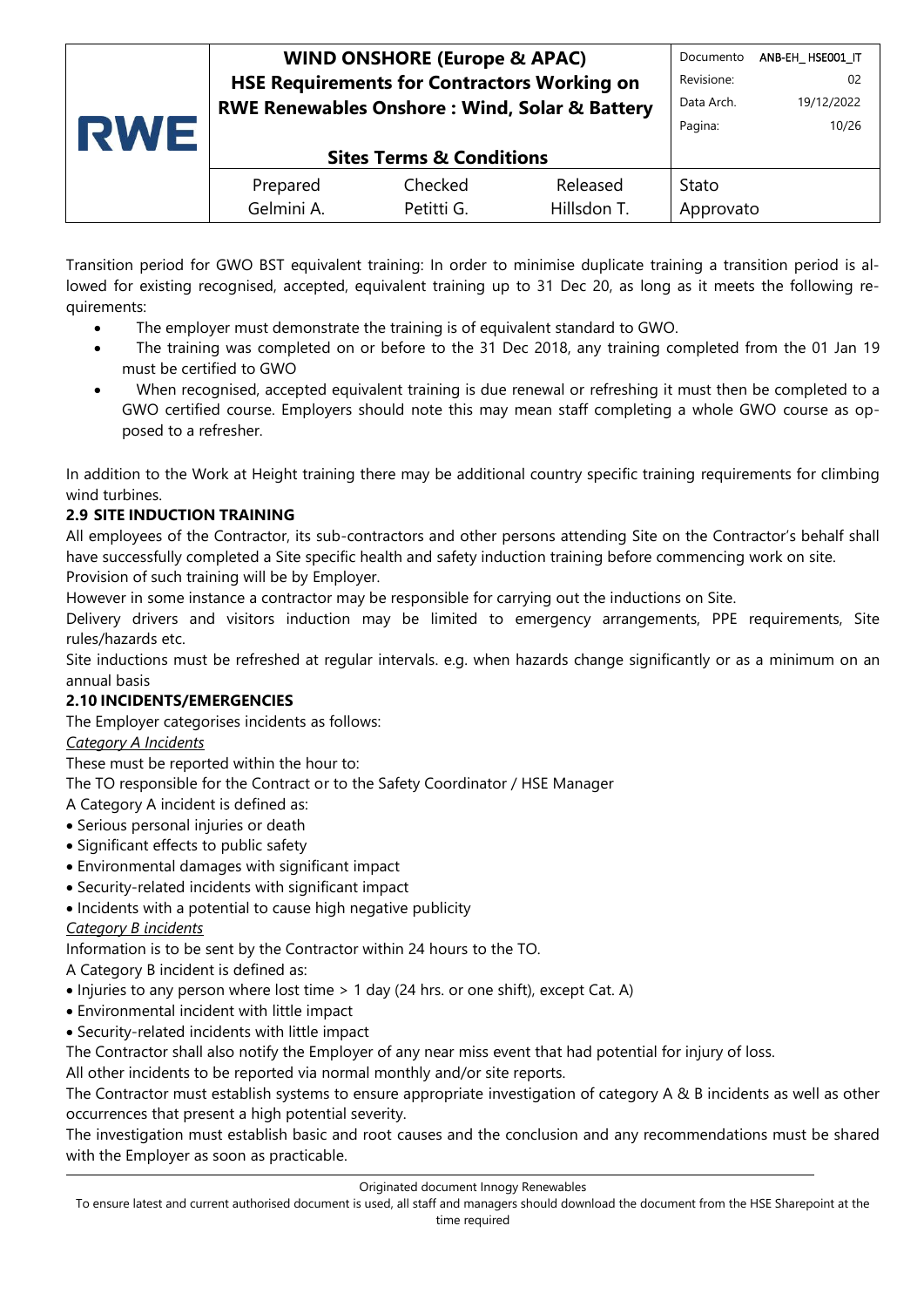Transition period for GWO BST equivalent training: In order to minimise duplicate training a transition period is allowed for existing recognised, accepted, equivalent training up to 31 Dec 20, as long as it meets the following requirements:

- The employer must demonstrate the training is of equivalent standard to GWO.
- The training was completed on or before to the 31 Dec 2018, any training completed from the 01 Jan 19 must be certified to GWO
- When recognised, accepted equivalent training is due renewal or refreshing it must then be completed to a GWO certified course. Employers should note this may mean staff completing a whole GWO course as opposed to a refresher.

In addition to the Work at Height training there may be additional country specific training requirements for climbing wind turbines.

**2.9 SITE INDUCTION TRAINING**

All employees of the Contractor, its sub-contractors and other persons attending Site on the Contractor's behalf shall have successfully completed a Site specific health and safety induction training before commencing work on site.
Provision of such training will be by Employer.
However in some instance a contractor may be responsible for carrying out the inductions on Site.
Delivery drivers and visitors induction may be limited to emergency arrangements, PPE requirements, Site rules/hazards etc.
Site inductions must be refreshed at regular intervals. e.g. when hazards change significantly or as a minimum on an annual basis

**2.10 INCIDENTS/EMERGENCIES**

The Employer categorises incidents as follows:

*Category A Incidents*

These must be reported within the hour to:
The TO responsible for the Contract or to the Safety Coordinator / HSE Manager
A Category A incident is defined as:

- Serious personal injuries or death
- Significant effects to public safety
- Environmental damages with significant impact
- Security-related incidents with significant impact
- Incidents with a potential to cause high negative publicity

*Category B incidents*

Information is to be sent by the Contractor within 24 hours to the TO.
A Category B incident is defined as:

- Injuries to any person where lost time > 1 day (24 hrs. or one shift), except Cat. A)
- Environmental incident with little impact
- Security-related incidents with little impact

The Contractor shall also notify the Employer of any near miss event that had potential for injury of loss.
All other incidents to be reported via normal monthly and/or site reports.
The Contractor must establish systems to ensure appropriate investigation of category A & B incidents as well as other occurrences that present a high potential severity.
The investigation must establish basic and root causes and the conclusion and any recommendations must be shared with the Employer as soon as practicable.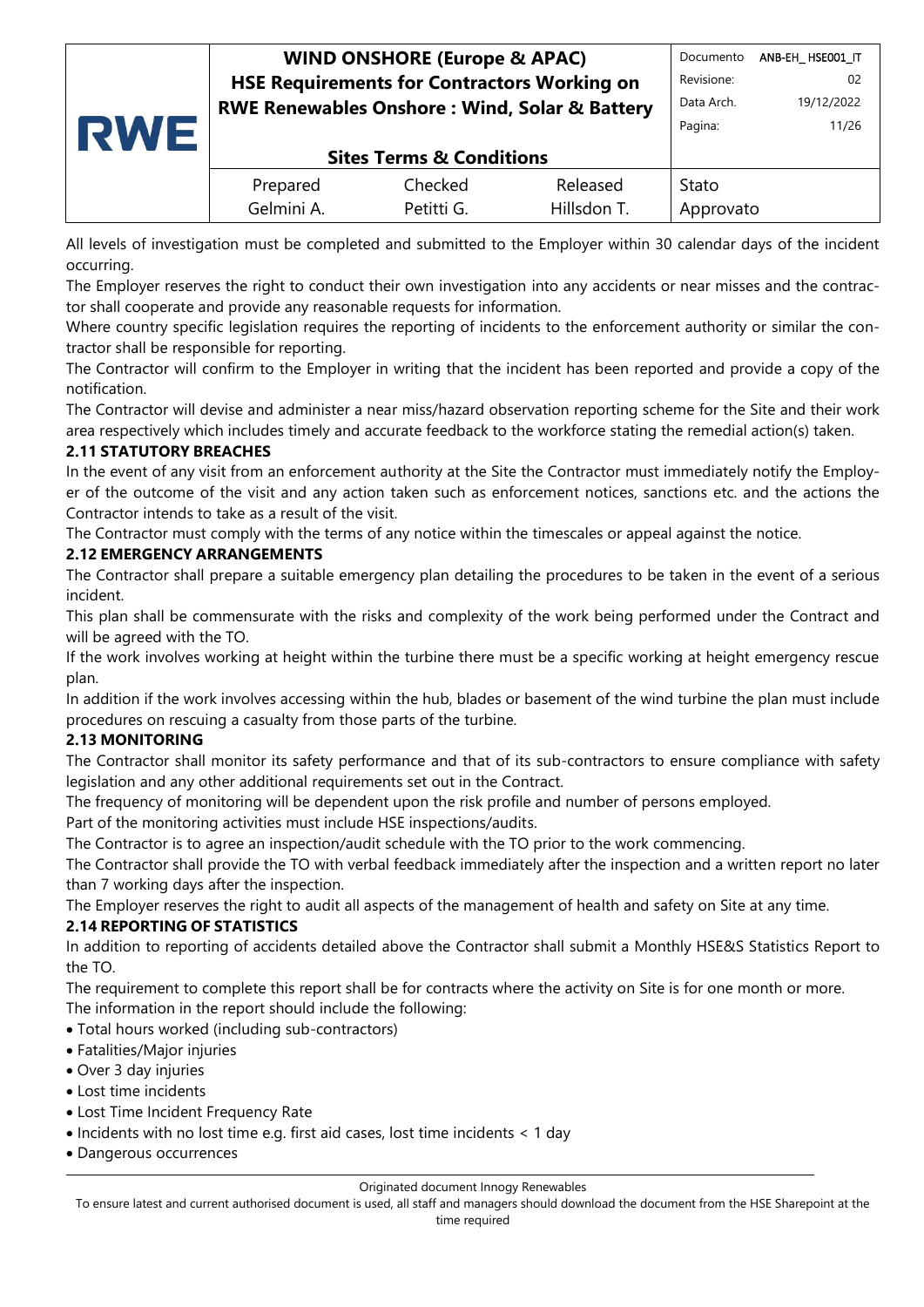All levels of investigation must be completed and submitted to the Employer within 30 calendar days of the incident occurring.

The Employer reserves the right to conduct their own investigation into any accidents or near misses and the contractor shall cooperate and provide any reasonable requests for information.

Where country specific legislation requires the reporting of incidents to the enforcement authority or similar the contractor shall be responsible for reporting.

The Contractor will confirm to the Employer in writing that the incident has been reported and provide a copy of the notification.

The Contractor will devise and administer a near miss/hazard observation reporting scheme for the Site and their work area respectively which includes timely and accurate feedback to the workforce stating the remedial action(s) taken.

**2.11 STATUTORY BREACHES**

In the event of any visit from an enforcement authority at the Site the Contractor must immediately notify the Employer of the outcome of the visit and any action taken such as enforcement notices, sanctions etc. and the actions the Contractor intends to take as a result of the visit.

The Contractor must comply with the terms of any notice within the timescales or appeal against the notice.

**2.12 EMERGENCY ARRANGEMENTS**

The Contractor shall prepare a suitable emergency plan detailing the procedures to be taken in the event of a serious incident.

This plan shall be commensurate with the risks and complexity of the work being performed under the Contract and will be agreed with the TO.

If the work involves working at height within the turbine there must be a specific working at height emergency rescue plan.

In addition if the work involves accessing within the hub, blades or basement of the wind turbine the plan must include procedures on rescuing a casualty from those parts of the turbine.

**2.13 MONITORING**

The Contractor shall monitor its safety performance and that of its sub-contractors to ensure compliance with safety legislation and any other additional requirements set out in the Contract.

The frequency of monitoring will be dependent upon the risk profile and number of persons employed.

Part of the monitoring activities must include HSE inspections/audits.

The Contractor is to agree an inspection/audit schedule with the TO prior to the work commencing.

The Contractor shall provide the TO with verbal feedback immediately after the inspection and a written report no later than 7 working days after the inspection.

The Employer reserves the right to audit all aspects of the management of health and safety on Site at any time.

**2.14 REPORTING OF STATISTICS**

In addition to reporting of accidents detailed above the Contractor shall submit a Monthly HSE&S Statistics Report to the TO.

The requirement to complete this report shall be for contracts where the activity on Site is for one month or more.

The information in the report should include the following:

- Total hours worked (including sub-contractors)
- Fatalities/Major injuries
- Over 3 day injuries
- Lost time incidents
- Lost Time Incident Frequency Rate
- Incidents with no lost time e.g. first aid cases, lost time incidents < 1 day
- Dangerous occurrences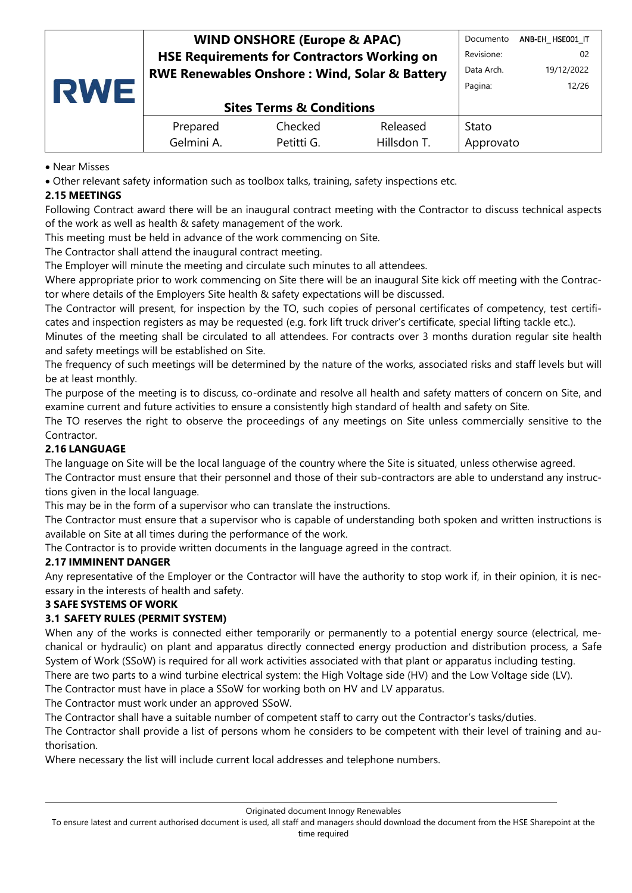- Near Misses
- Other relevant safety information such as toolbox talks, training, safety inspections etc.

### 2.15 MEETINGS

Following Contract award there will be an inaugural contract meeting with the Contractor to discuss technical aspects of the work as well as health & safety management of the work.

This meeting must be held in advance of the work commencing on Site.

The Contractor shall attend the inaugural contract meeting.

The Employer will minute the meeting and circulate such minutes to all attendees.

Where appropriate prior to work commencing on Site there will be an inaugural Site kick off meeting with the Contractor where details of the Employers Site health & safety expectations will be discussed.

The Contractor will present, for inspection by the TO, such copies of personal certificates of competency, test certificates and inspection registers as may be requested (e.g. fork lift truck driver's certificate, special lifting tackle etc.).

Minutes of the meeting shall be circulated to all attendees. For contracts over 3 months duration regular site health and safety meetings will be established on Site.

The frequency of such meetings will be determined by the nature of the works, associated risks and staff levels but will be at least monthly.

The purpose of the meeting is to discuss, co-ordinate and resolve all health and safety matters of concern on Site, and examine current and future activities to ensure a consistently high standard of health and safety on Site.

The TO reserves the right to observe the proceedings of any meetings on Site unless commercially sensitive to the Contractor.

### 2.16 LANGUAGE

The language on Site will be the local language of the country where the Site is situated, unless otherwise agreed.

The Contractor must ensure that their personnel and those of their sub-contractors are able to understand any instructions given in the local language.

This may be in the form of a supervisor who can translate the instructions.

The Contractor must ensure that a supervisor who is capable of understanding both spoken and written instructions is available on Site at all times during the performance of the work.

The Contractor is to provide written documents in the language agreed in the contract.

### 2.17 IMMINENT DANGER

Any representative of the Employer or the Contractor will have the authority to stop work if, in their opinion, it is necessary in the interests of health and safety.

## 3 SAFE SYSTEMS OF WORK

### 3.1 SAFETY RULES (PERMIT SYSTEM)

When any of the works is connected either temporarily or permanently to a potential energy source (electrical, mechanical or hydraulic) on plant and apparatus directly connected energy production and distribution process, a Safe System of Work (SSoW) is required for all work activities associated with that plant or apparatus including testing.

There are two parts to a wind turbine electrical system: the High Voltage side (HV) and the Low Voltage side (LV).

The Contractor must have in place a SSoW for working both on HV and LV apparatus.

The Contractor must work under an approved SSoW.

The Contractor shall have a suitable number of competent staff to carry out the Contractor's tasks/duties.

The Contractor shall provide a list of persons whom he considers to be competent with their level of training and authorisation.

Where necessary the list will include current local addresses and telephone numbers.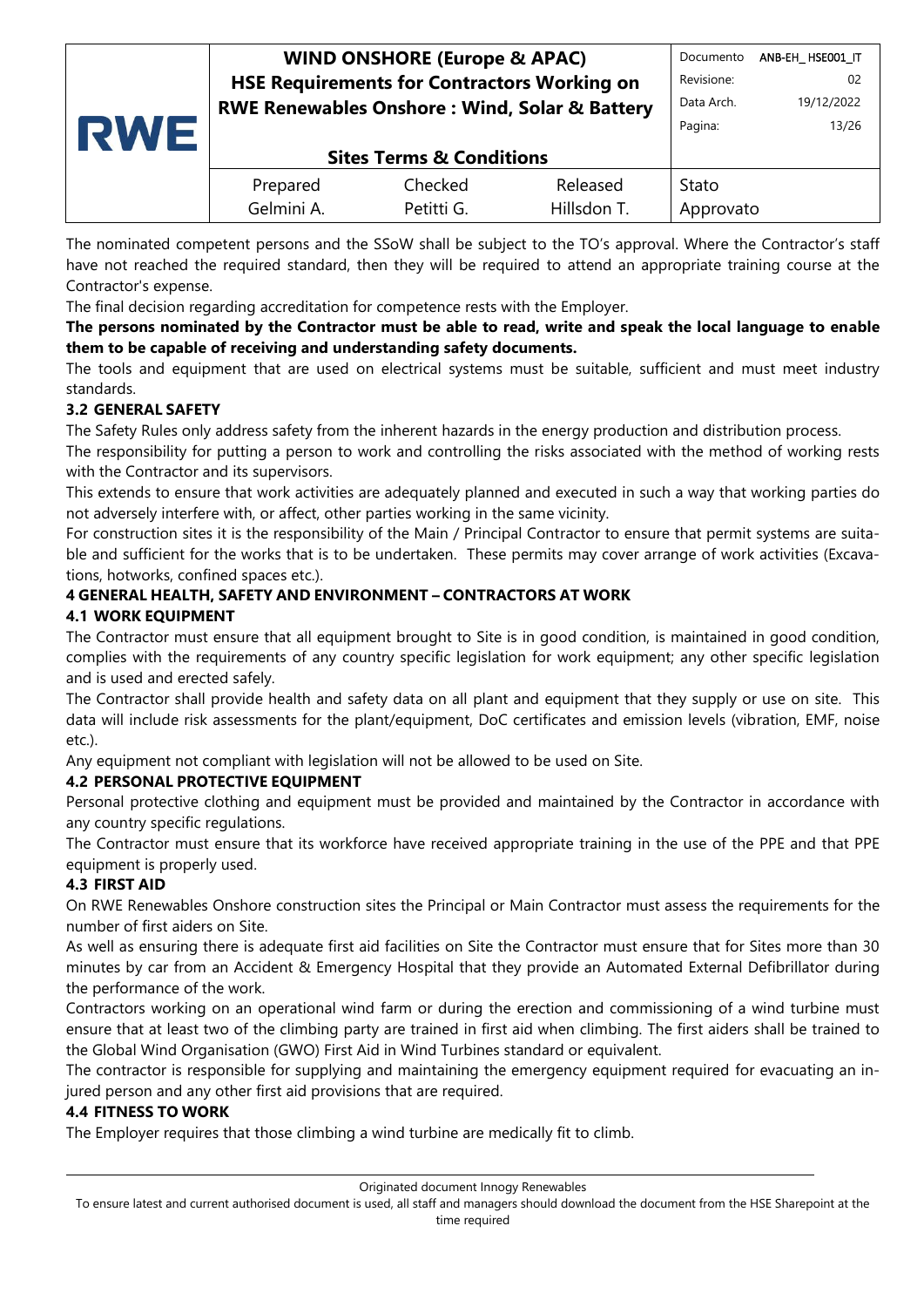The nominated competent persons and the SSoW shall be subject to the TO's approval. Where the Contractor's staff have not reached the required standard, then they will be required to attend an appropriate training course at the Contractor's expense.

The final decision regarding accreditation for competence rests with the Employer.

**The persons nominated by the Contractor must be able to read, write and speak the local language to enable them to be capable of receiving and understanding safety documents.**

The tools and equipment that are used on electrical systems must be suitable, sufficient and must meet industry standards.

### 3.2 GENERAL SAFETY

The Safety Rules only address safety from the inherent hazards in the energy production and distribution process.

The responsibility for putting a person to work and controlling the risks associated with the method of working rests with the Contractor and its supervisors.

This extends to ensure that work activities are adequately planned and executed in such a way that working parties do not adversely interfere with, or affect, other parties working in the same vicinity.

For construction sites it is the responsibility of the Main / Principal Contractor to ensure that permit systems are suitable and sufficient for the works that is to be undertaken. These permits may cover arrange of work activities (Excavations, hotworks, confined spaces etc.).

## 4 GENERAL HEALTH, SAFETY AND ENVIRONMENT – CONTRACTORS AT WORK

### 4.1 WORK EQUIPMENT

The Contractor must ensure that all equipment brought to Site is in good condition, is maintained in good condition, complies with the requirements of any country specific legislation for work equipment; any other specific legislation and is used and erected safely.

The Contractor shall provide health and safety data on all plant and equipment that they supply or use on site. This data will include risk assessments for the plant/equipment, DoC certificates and emission levels (vibration, EMF, noise etc.).

Any equipment not compliant with legislation will not be allowed to be used on Site.

### 4.2 PERSONAL PROTECTIVE EQUIPMENT

Personal protective clothing and equipment must be provided and maintained by the Contractor in accordance with any country specific regulations.

The Contractor must ensure that its workforce have received appropriate training in the use of the PPE and that PPE equipment is properly used.

### 4.3 FIRST AID

On RWE Renewables Onshore construction sites the Principal or Main Contractor must assess the requirements for the number of first aiders on Site.

As well as ensuring there is adequate first aid facilities on Site the Contractor must ensure that for Sites more than 30 minutes by car from an Accident & Emergency Hospital that they provide an Automated External Defibrillator during the performance of the work.

Contractors working on an operational wind farm or during the erection and commissioning of a wind turbine must ensure that at least two of the climbing party are trained in first aid when climbing. The first aiders shall be trained to the Global Wind Organisation (GWO) First Aid in Wind Turbines standard or equivalent.

The contractor is responsible for supplying and maintaining the emergency equipment required for evacuating an injured person and any other first aid provisions that are required.

### 4.4 FITNESS TO WORK

The Employer requires that those climbing a wind turbine are medically fit to climb.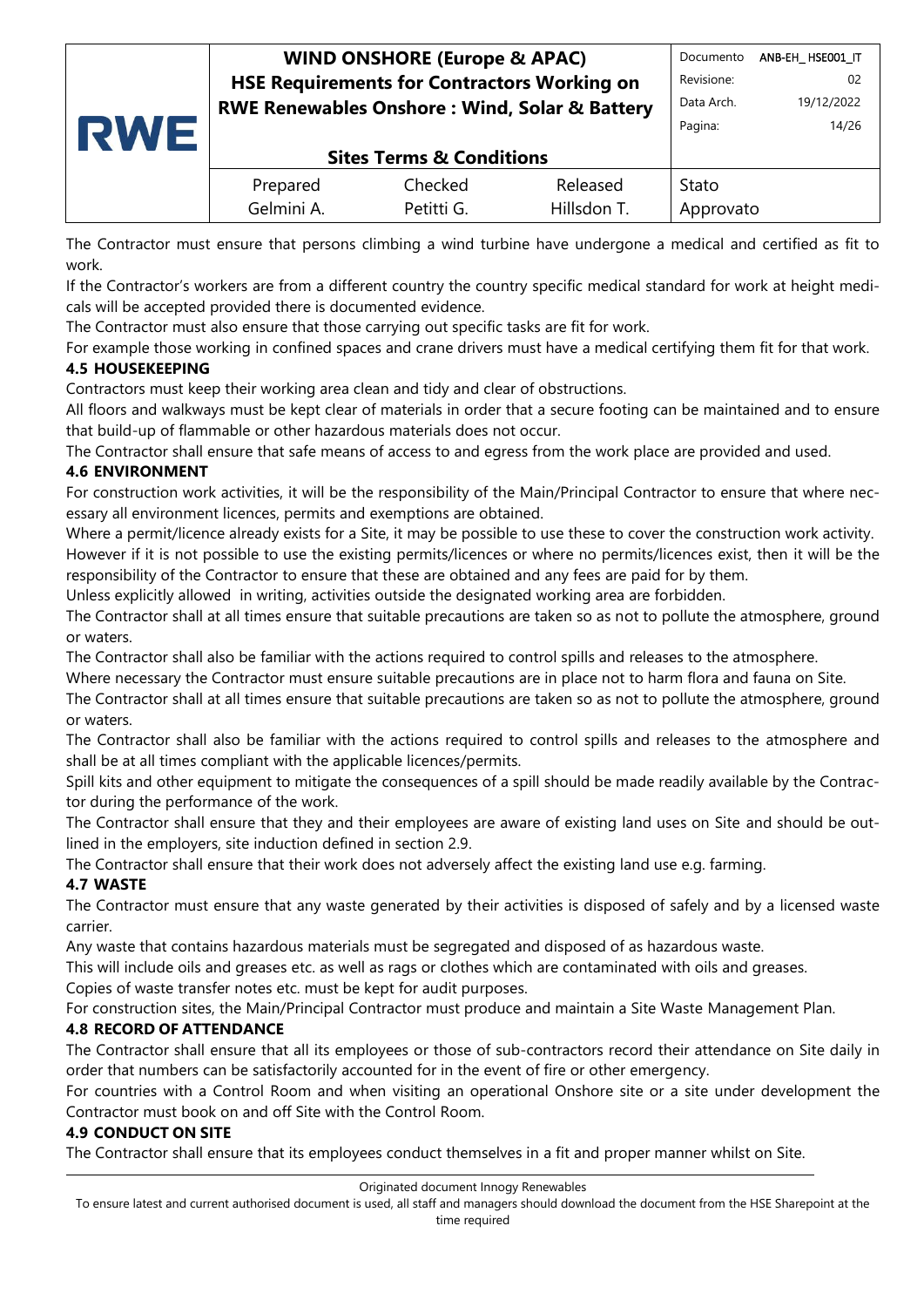The Contractor must ensure that persons climbing a wind turbine have undergone a medical and certified as fit to work.

If the Contractor's workers are from a different country the country specific medical standard for work at height medicals will be accepted provided there is documented evidence.

The Contractor must also ensure that those carrying out specific tasks are fit for work.

For example those working in confined spaces and crane drivers must have a medical certifying them fit for that work.

### 4.5 HOUSEKEEPING

Contractors must keep their working area clean and tidy and clear of obstructions.

All floors and walkways must be kept clear of materials in order that a secure footing can be maintained and to ensure that build-up of flammable or other hazardous materials does not occur.

The Contractor shall ensure that safe means of access to and egress from the work place are provided and used.

### 4.6 ENVIRONMENT

For construction work activities, it will be the responsibility of the Main/Principal Contractor to ensure that where necessary all environment licences, permits and exemptions are obtained.

Where a permit/licence already exists for a Site, it may be possible to use these to cover the construction work activity. However if it is not possible to use the existing permits/licences or where no permits/licences exist, then it will be the responsibility of the Contractor to ensure that these are obtained and any fees are paid for by them.

Unless explicitly allowed in writing, activities outside the designated working area are forbidden.

The Contractor shall at all times ensure that suitable precautions are taken so as not to pollute the atmosphere, ground or waters.

The Contractor shall also be familiar with the actions required to control spills and releases to the atmosphere.

Where necessary the Contractor must ensure suitable precautions are in place not to harm flora and fauna on Site.

The Contractor shall at all times ensure that suitable precautions are taken so as not to pollute the atmosphere, ground or waters.

The Contractor shall also be familiar with the actions required to control spills and releases to the atmosphere and shall be at all times compliant with the applicable licences/permits.

Spill kits and other equipment to mitigate the consequences of a spill should be made readily available by the Contractor during the performance of the work.

The Contractor shall ensure that they and their employees are aware of existing land uses on Site and should be outlined in the employers, site induction defined in section 2.9.

The Contractor shall ensure that their work does not adversely affect the existing land use e.g. farming.

### 4.7 WASTE

The Contractor must ensure that any waste generated by their activities is disposed of safely and by a licensed waste carrier.

Any waste that contains hazardous materials must be segregated and disposed of as hazardous waste.

This will include oils and greases etc. as well as rags or clothes which are contaminated with oils and greases.

Copies of waste transfer notes etc. must be kept for audit purposes.

For construction sites, the Main/Principal Contractor must produce and maintain a Site Waste Management Plan.

### 4.8 RECORD OF ATTENDANCE

The Contractor shall ensure that all its employees or those of sub-contractors record their attendance on Site daily in order that numbers can be satisfactorily accounted for in the event of fire or other emergency.

For countries with a Control Room and when visiting an operational Onshore site or a site under development the Contractor must book on and off Site with the Control Room.

### 4.9 CONDUCT ON SITE

The Contractor shall ensure that its employees conduct themselves in a fit and proper manner whilst on Site.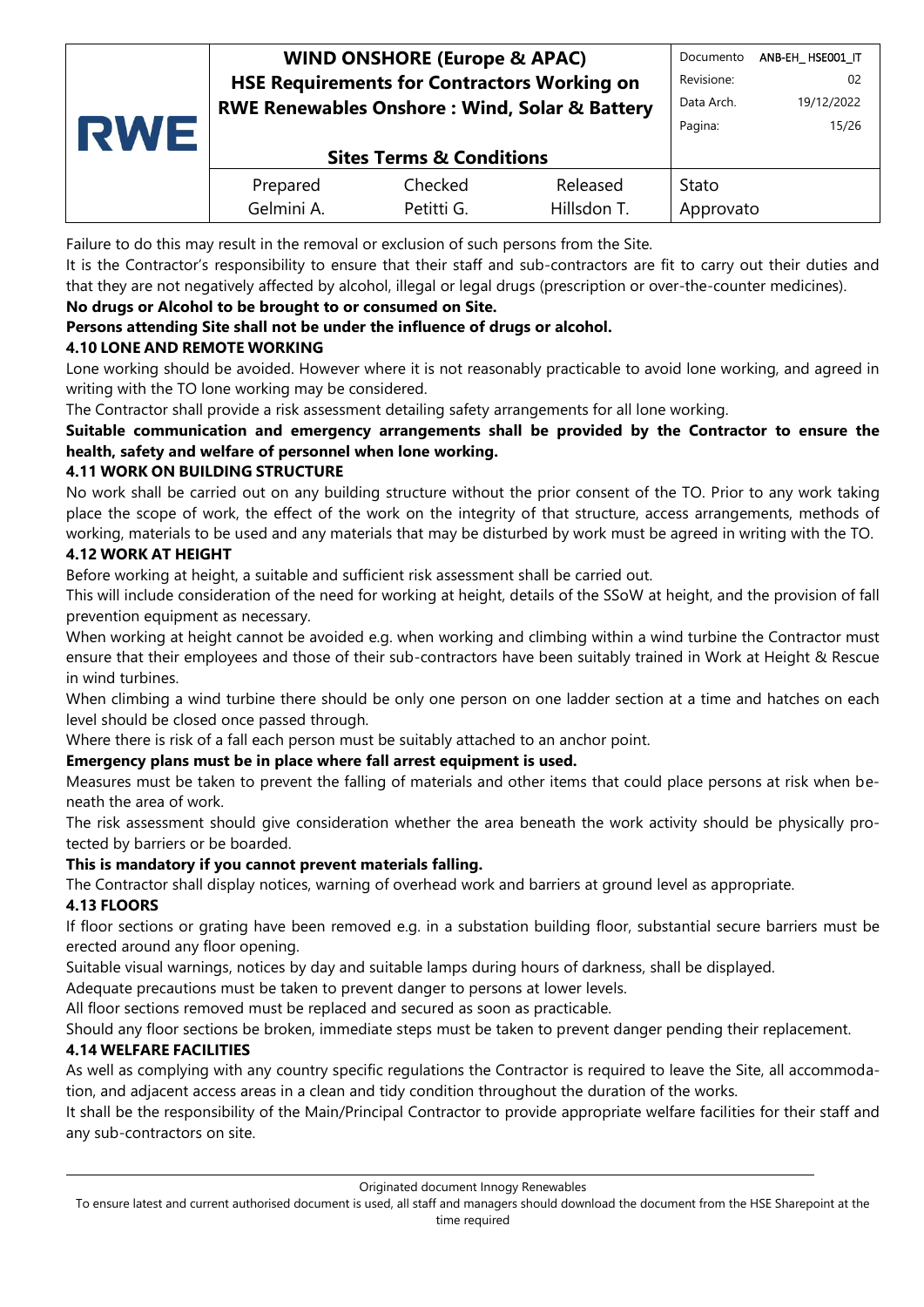Failure to do this may result in the removal or exclusion of such persons from the Site.

It is the Contractor's responsibility to ensure that their staff and sub-contractors are fit to carry out their duties and that they are not negatively affected by alcohol, illegal or legal drugs (prescription or over-the-counter medicines).

**No drugs or Alcohol to be brought to or consumed on Site.**

**Persons attending Site shall not be under the influence of drugs or alcohol.**

### 4.10 LONE AND REMOTE WORKING

Lone working should be avoided. However where it is not reasonably practicable to avoid lone working, and agreed in writing with the TO lone working may be considered.

The Contractor shall provide a risk assessment detailing safety arrangements for all lone working.

**Suitable communication and emergency arrangements shall be provided by the Contractor to ensure the health, safety and welfare of personnel when lone working.**

### 4.11 WORK ON BUILDING STRUCTURE

No work shall be carried out on any building structure without the prior consent of the TO. Prior to any work taking place the scope of work, the effect of the work on the integrity of that structure, access arrangements, methods of working, materials to be used and any materials that may be disturbed by work must be agreed in writing with the TO.

### 4.12 WORK AT HEIGHT

Before working at height, a suitable and sufficient risk assessment shall be carried out.

This will include consideration of the need for working at height, details of the SSoW at height, and the provision of fall prevention equipment as necessary.

When working at height cannot be avoided e.g. when working and climbing within a wind turbine the Contractor must ensure that their employees and those of their sub-contractors have been suitably trained in Work at Height & Rescue in wind turbines.

When climbing a wind turbine there should be only one person on one ladder section at a time and hatches on each level should be closed once passed through.

Where there is risk of a fall each person must be suitably attached to an anchor point.

**Emergency plans must be in place where fall arrest equipment is used.**

Measures must be taken to prevent the falling of materials and other items that could place persons at risk when beneath the area of work.

The risk assessment should give consideration whether the area beneath the work activity should be physically protected by barriers or be boarded.

**This is mandatory if you cannot prevent materials falling.**

The Contractor shall display notices, warning of overhead work and barriers at ground level as appropriate.

### 4.13 FLOORS

If floor sections or grating have been removed e.g. in a substation building floor, substantial secure barriers must be erected around any floor opening.

Suitable visual warnings, notices by day and suitable lamps during hours of darkness, shall be displayed.

Adequate precautions must be taken to prevent danger to persons at lower levels.

All floor sections removed must be replaced and secured as soon as practicable.

Should any floor sections be broken, immediate steps must be taken to prevent danger pending their replacement.

### 4.14 WELFARE FACILITIES

As well as complying with any country specific regulations the Contractor is required to leave the Site, all accommodation, and adjacent access areas in a clean and tidy condition throughout the duration of the works.

It shall be the responsibility of the Main/Principal Contractor to provide appropriate welfare facilities for their staff and any sub-contractors on site.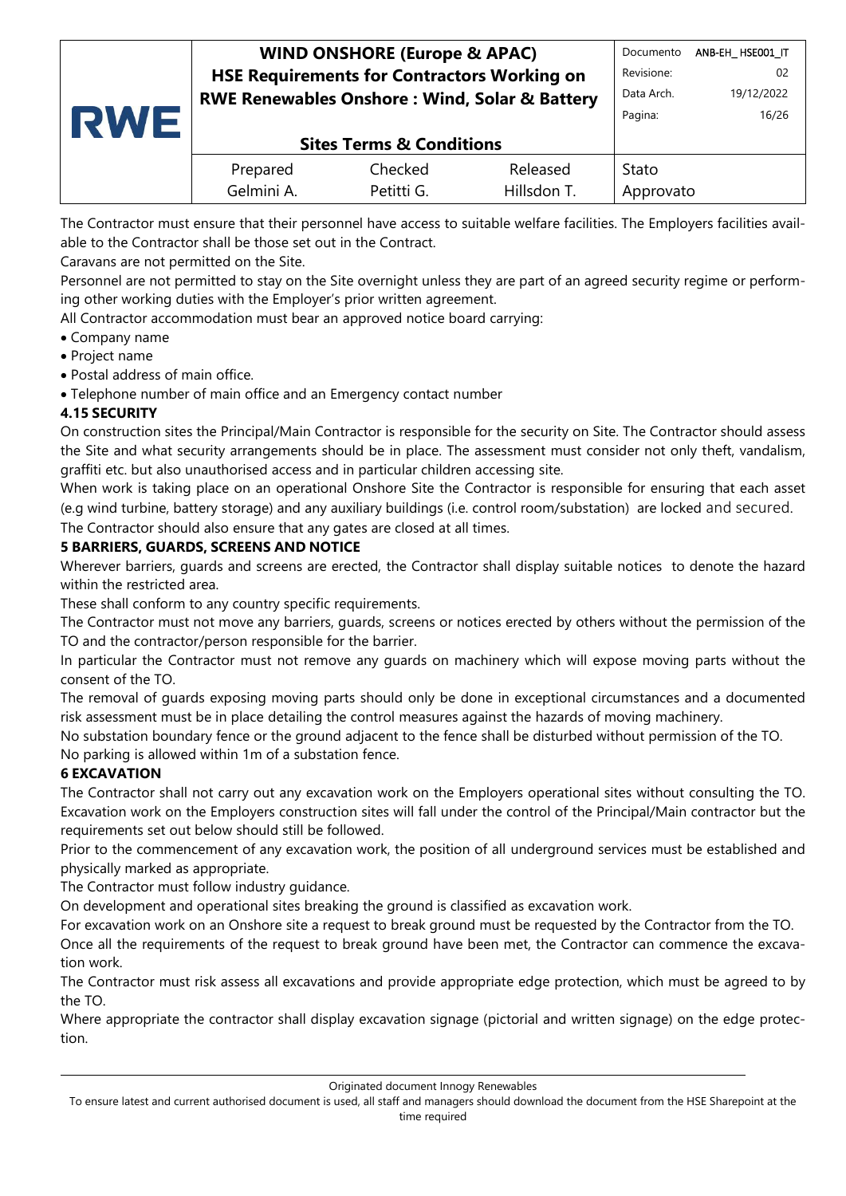The Contractor must ensure that their personnel have access to suitable welfare facilities. The Employers facilities available to the Contractor shall be those set out in the Contract.

Caravans are not permitted on the Site.

Personnel are not permitted to stay on the Site overnight unless they are part of an agreed security regime or performing other working duties with the Employer's prior written agreement.

All Contractor accommodation must bear an approved notice board carrying:

- Company name
- Project name
- Postal address of main office.
- Telephone number of main office and an Emergency contact number

### 4.15 SECURITY

On construction sites the Principal/Main Contractor is responsible for the security on Site. The Contractor should assess the Site and what security arrangements should be in place. The assessment must consider not only theft, vandalism, graffiti etc. but also unauthorised access and in particular children accessing site.

When work is taking place on an operational Onshore Site the Contractor is responsible for ensuring that each asset (e.g wind turbine, battery storage) and any auxiliary buildings (i.e. control room/substation) are locked and secured.

The Contractor should also ensure that any gates are closed at all times.

## 5 BARRIERS, GUARDS, SCREENS AND NOTICE

Wherever barriers, guards and screens are erected, the Contractor shall display suitable notices to denote the hazard within the restricted area.

These shall conform to any country specific requirements.

The Contractor must not move any barriers, guards, screens or notices erected by others without the permission of the TO and the contractor/person responsible for the barrier.

In particular the Contractor must not remove any guards on machinery which will expose moving parts without the consent of the TO.

The removal of guards exposing moving parts should only be done in exceptional circumstances and a documented risk assessment must be in place detailing the control measures against the hazards of moving machinery.

No substation boundary fence or the ground adjacent to the fence shall be disturbed without permission of the TO.

No parking is allowed within 1m of a substation fence.

## 6 EXCAVATION

The Contractor shall not carry out any excavation work on the Employers operational sites without consulting the TO. Excavation work on the Employers construction sites will fall under the control of the Principal/Main contractor but the requirements set out below should still be followed.

Prior to the commencement of any excavation work, the position of all underground services must be established and physically marked as appropriate.

The Contractor must follow industry guidance.

On development and operational sites breaking the ground is classified as excavation work.

For excavation work on an Onshore site a request to break ground must be requested by the Contractor from the TO.

Once all the requirements of the request to break ground have been met, the Contractor can commence the excavation work.

The Contractor must risk assess all excavations and provide appropriate edge protection, which must be agreed to by the TO.

Where appropriate the contractor shall display excavation signage (pictorial and written signage) on the edge protection.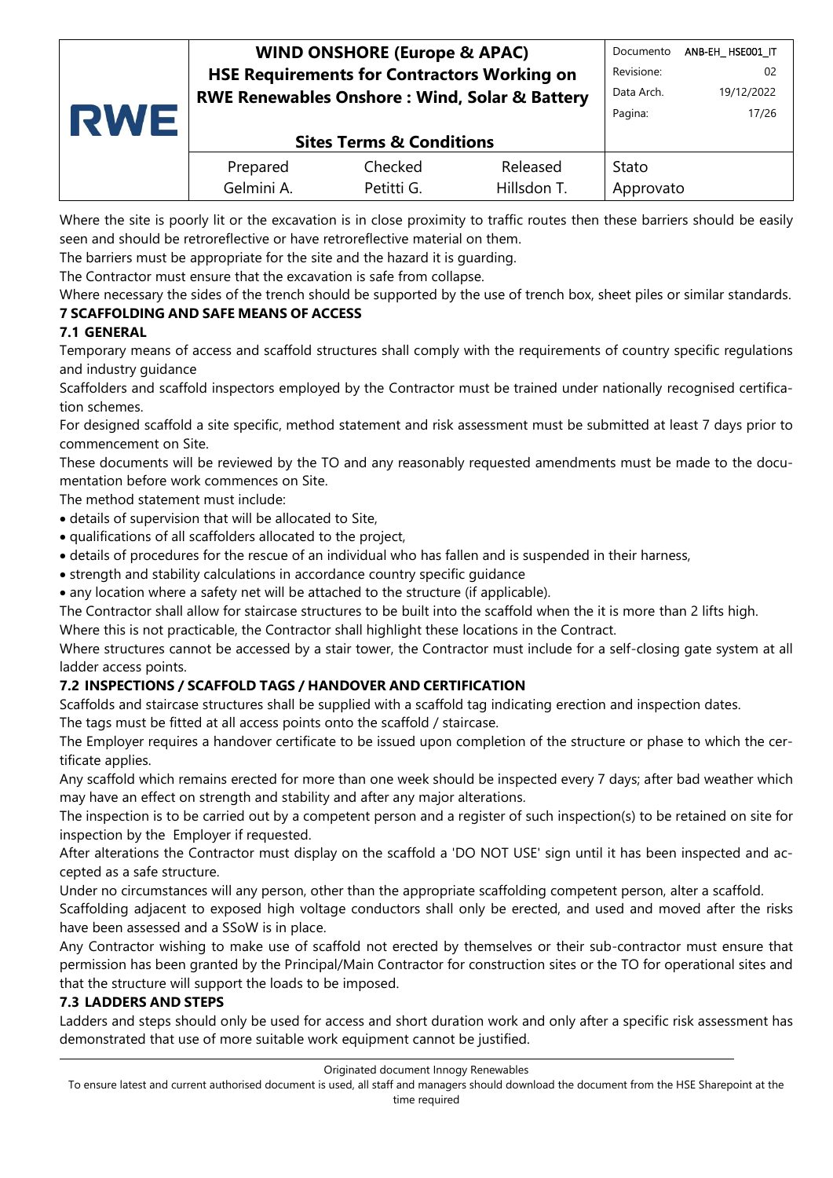Where the site is poorly lit or the excavation is in close proximity to traffic routes then these barriers should be easily seen and should be retroreflective or have retroreflective material on them.

The barriers must be appropriate for the site and the hazard it is guarding.

The Contractor must ensure that the excavation is safe from collapse.

Where necessary the sides of the trench should be supported by the use of trench box, sheet piles or similar standards.

## 7 SCAFFOLDING AND SAFE MEANS OF ACCESS

### 7.1 GENERAL

Temporary means of access and scaffold structures shall comply with the requirements of country specific regulations and industry guidance

Scaffolders and scaffold inspectors employed by the Contractor must be trained under nationally recognised certification schemes.

For designed scaffold a site specific, method statement and risk assessment must be submitted at least 7 days prior to commencement on Site.

These documents will be reviewed by the TO and any reasonably requested amendments must be made to the documentation before work commences on Site.

The method statement must include:

- details of supervision that will be allocated to Site,
- qualifications of all scaffolders allocated to the project,
- details of procedures for the rescue of an individual who has fallen and is suspended in their harness,
- strength and stability calculations in accordance country specific guidance
- any location where a safety net will be attached to the structure (if applicable).

The Contractor shall allow for staircase structures to be built into the scaffold when the it is more than 2 lifts high.

Where this is not practicable, the Contractor shall highlight these locations in the Contract.

Where structures cannot be accessed by a stair tower, the Contractor must include for a self-closing gate system at all ladder access points.

### 7.2 INSPECTIONS / SCAFFOLD TAGS / HANDOVER AND CERTIFICATION

Scaffolds and staircase structures shall be supplied with a scaffold tag indicating erection and inspection dates.

The tags must be fitted at all access points onto the scaffold / staircase.

The Employer requires a handover certificate to be issued upon completion of the structure or phase to which the certificate applies.

Any scaffold which remains erected for more than one week should be inspected every 7 days; after bad weather which may have an effect on strength and stability and after any major alterations.

The inspection is to be carried out by a competent person and a register of such inspection(s) to be retained on site for inspection by the Employer if requested.

After alterations the Contractor must display on the scaffold a 'DO NOT USE' sign until it has been inspected and accepted as a safe structure.

Under no circumstances will any person, other than the appropriate scaffolding competent person, alter a scaffold.

Scaffolding adjacent to exposed high voltage conductors shall only be erected, and used and moved after the risks have been assessed and a SSoW is in place.

Any Contractor wishing to make use of scaffold not erected by themselves or their sub-contractor must ensure that permission has been granted by the Principal/Main Contractor for construction sites or the TO for operational sites and that the structure will support the loads to be imposed.

### 7.3 LADDERS AND STEPS

Ladders and steps should only be used for access and short duration work and only after a specific risk assessment has demonstrated that use of more suitable work equipment cannot be justified.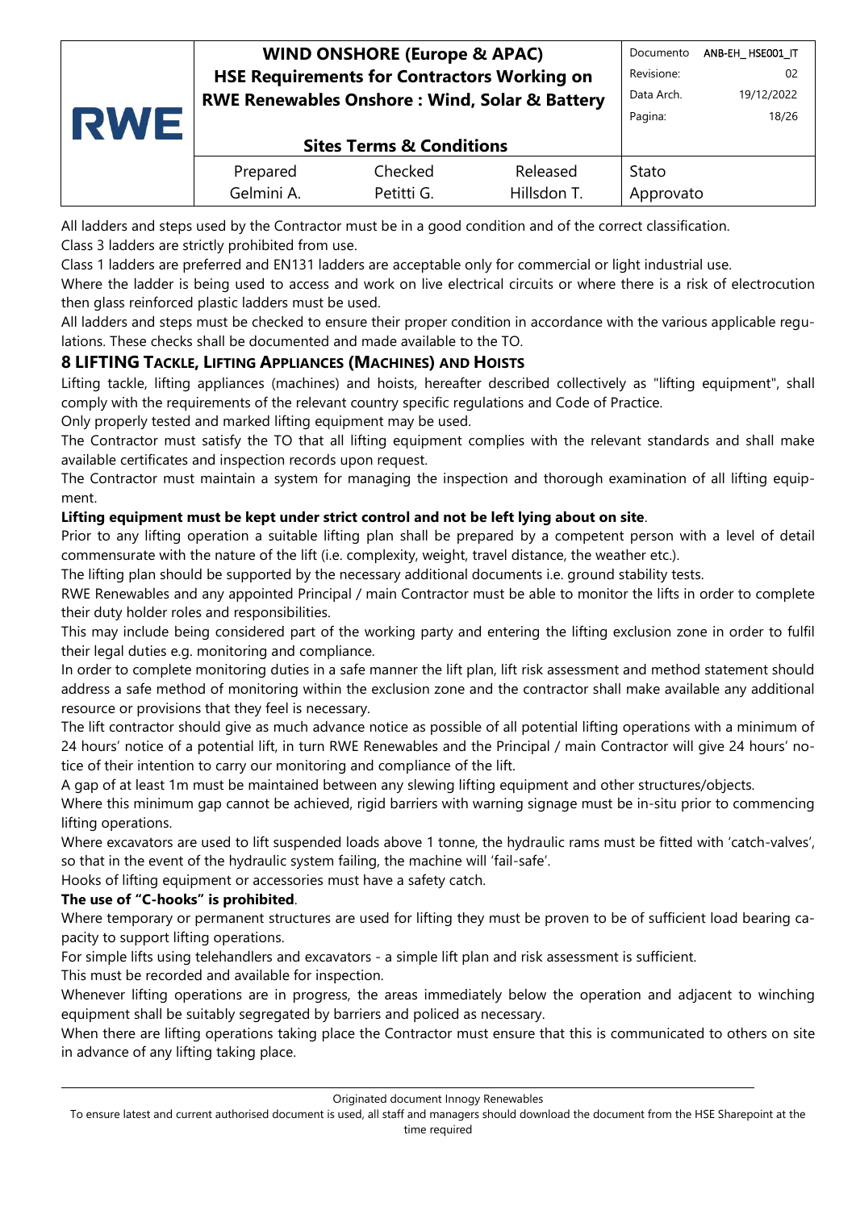All ladders and steps used by the Contractor must be in a good condition and of the correct classification.

Class 3 ladders are strictly prohibited from use.

Class 1 ladders are preferred and EN131 ladders are acceptable only for commercial or light industrial use.

Where the ladder is being used to access and work on live electrical circuits or where there is a risk of electrocution then glass reinforced plastic ladders must be used.

All ladders and steps must be checked to ensure their proper condition in accordance with the various applicable regulations. These checks shall be documented and made available to the TO.

## 8 LIFTING TACKLE, LIFTING APPLIANCES (MACHINES) AND HOISTS

Lifting tackle, lifting appliances (machines) and hoists, hereafter described collectively as "lifting equipment", shall comply with the requirements of the relevant country specific regulations and Code of Practice.

Only properly tested and marked lifting equipment may be used.

The Contractor must satisfy the TO that all lifting equipment complies with the relevant standards and shall make available certificates and inspection records upon request.

The Contractor must maintain a system for managing the inspection and thorough examination of all lifting equipment.

**Lifting equipment must be kept under strict control and not be left lying about on site**.

Prior to any lifting operation a suitable lifting plan shall be prepared by a competent person with a level of detail commensurate with the nature of the lift (i.e. complexity, weight, travel distance, the weather etc.).

The lifting plan should be supported by the necessary additional documents i.e. ground stability tests.

RWE Renewables and any appointed Principal / main Contractor must be able to monitor the lifts in order to complete their duty holder roles and responsibilities.

This may include being considered part of the working party and entering the lifting exclusion zone in order to fulfil their legal duties e.g. monitoring and compliance.

In order to complete monitoring duties in a safe manner the lift plan, lift risk assessment and method statement should address a safe method of monitoring within the exclusion zone and the contractor shall make available any additional resource or provisions that they feel is necessary.

The lift contractor should give as much advance notice as possible of all potential lifting operations with a minimum of 24 hours' notice of a potential lift, in turn RWE Renewables and the Principal / main Contractor will give 24 hours' notice of their intention to carry our monitoring and compliance of the lift.

A gap of at least 1m must be maintained between any slewing lifting equipment and other structures/objects.

Where this minimum gap cannot be achieved, rigid barriers with warning signage must be in-situ prior to commencing lifting operations.

Where excavators are used to lift suspended loads above 1 tonne, the hydraulic rams must be fitted with 'catch-valves', so that in the event of the hydraulic system failing, the machine will 'fail-safe'.

Hooks of lifting equipment or accessories must have a safety catch.

**The use of "C-hooks" is prohibited**.

Where temporary or permanent structures are used for lifting they must be proven to be of sufficient load bearing capacity to support lifting operations.

For simple lifts using telehandlers and excavators - a simple lift plan and risk assessment is sufficient.

This must be recorded and available for inspection.

Whenever lifting operations are in progress, the areas immediately below the operation and adjacent to winching equipment shall be suitably segregated by barriers and policed as necessary.

When there are lifting operations taking place the Contractor must ensure that this is communicated to others on site in advance of any lifting taking place.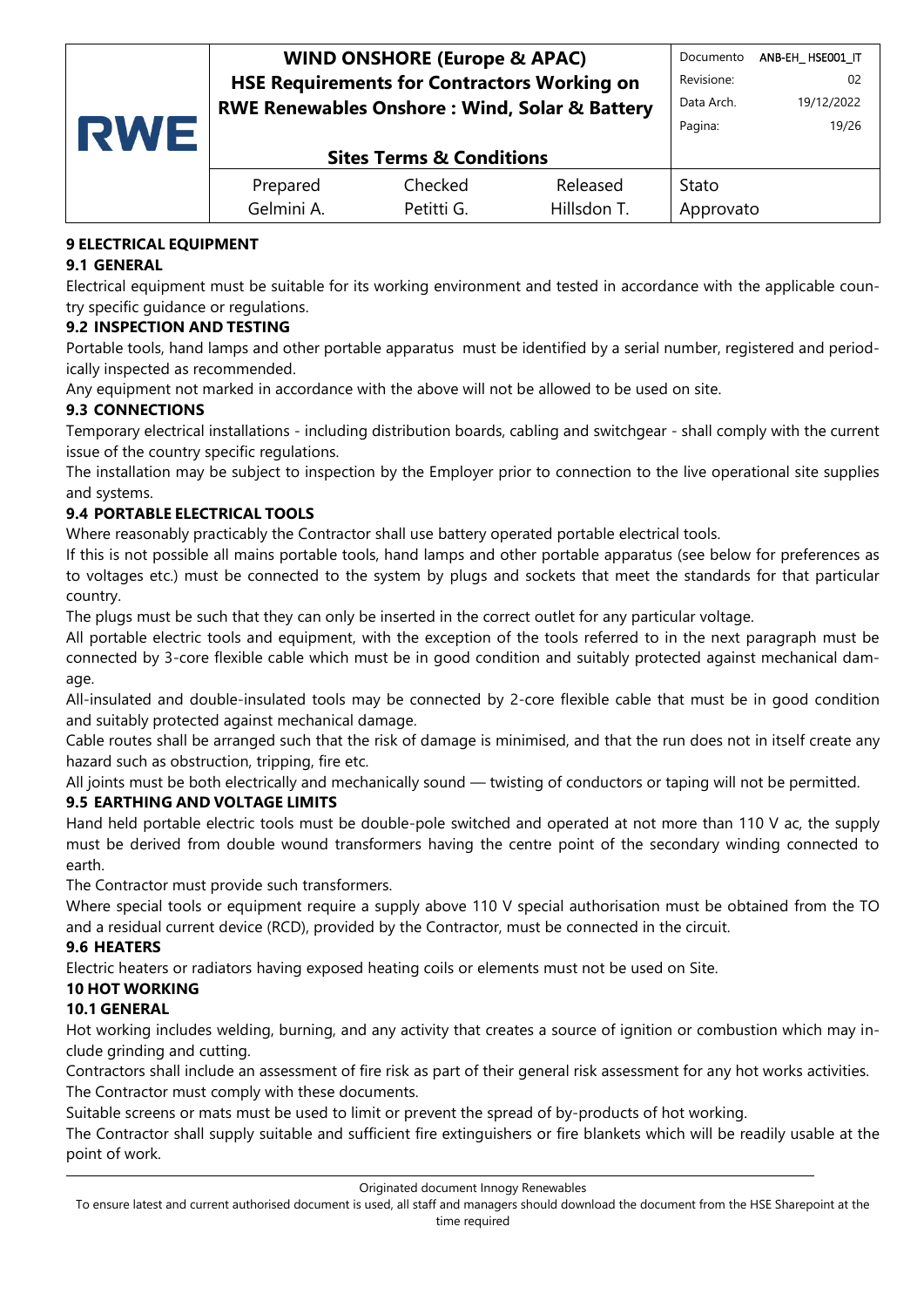## 9 ELECTRICAL EQUIPMENT

### 9.1 GENERAL

Electrical equipment must be suitable for its working environment and tested in accordance with the applicable country specific guidance or regulations.

### 9.2 INSPECTION AND TESTING

Portable tools, hand lamps and other portable apparatus must be identified by a serial number, registered and periodically inspected as recommended.

Any equipment not marked in accordance with the above will not be allowed to be used on site.

### 9.3 CONNECTIONS

Temporary electrical installations - including distribution boards, cabling and switchgear - shall comply with the current issue of the country specific regulations.

The installation may be subject to inspection by the Employer prior to connection to the live operational site supplies and systems.

### 9.4 PORTABLE ELECTRICAL TOOLS

Where reasonably practicably the Contractor shall use battery operated portable electrical tools.

If this is not possible all mains portable tools, hand lamps and other portable apparatus (see below for preferences as to voltages etc.) must be connected to the system by plugs and sockets that meet the standards for that particular country.

The plugs must be such that they can only be inserted in the correct outlet for any particular voltage.

All portable electric tools and equipment, with the exception of the tools referred to in the next paragraph must be connected by 3-core flexible cable which must be in good condition and suitably protected against mechanical damage.

All-insulated and double-insulated tools may be connected by 2-core flexible cable that must be in good condition and suitably protected against mechanical damage.

Cable routes shall be arranged such that the risk of damage is minimised, and that the run does not in itself create any hazard such as obstruction, tripping, fire etc.

All joints must be both electrically and mechanically sound — twisting of conductors or taping will not be permitted.

### 9.5 EARTHING AND VOLTAGE LIMITS

Hand held portable electric tools must be double-pole switched and operated at not more than 110 V ac, the supply must be derived from double wound transformers having the centre point of the secondary winding connected to earth.

The Contractor must provide such transformers.

Where special tools or equipment require a supply above 110 V special authorisation must be obtained from the TO and a residual current device (RCD), provided by the Contractor, must be connected in the circuit.

### 9.6 HEATERS

Electric heaters or radiators having exposed heating coils or elements must not be used on Site.

## 10 HOT WORKING

### 10.1 GENERAL

Hot working includes welding, burning, and any activity that creates a source of ignition or combustion which may include grinding and cutting.

Contractors shall include an assessment of fire risk as part of their general risk assessment for any hot works activities.

The Contractor must comply with these documents.

Suitable screens or mats must be used to limit or prevent the spread of by-products of hot working.

The Contractor shall supply suitable and sufficient fire extinguishers or fire blankets which will be readily usable at the point of work.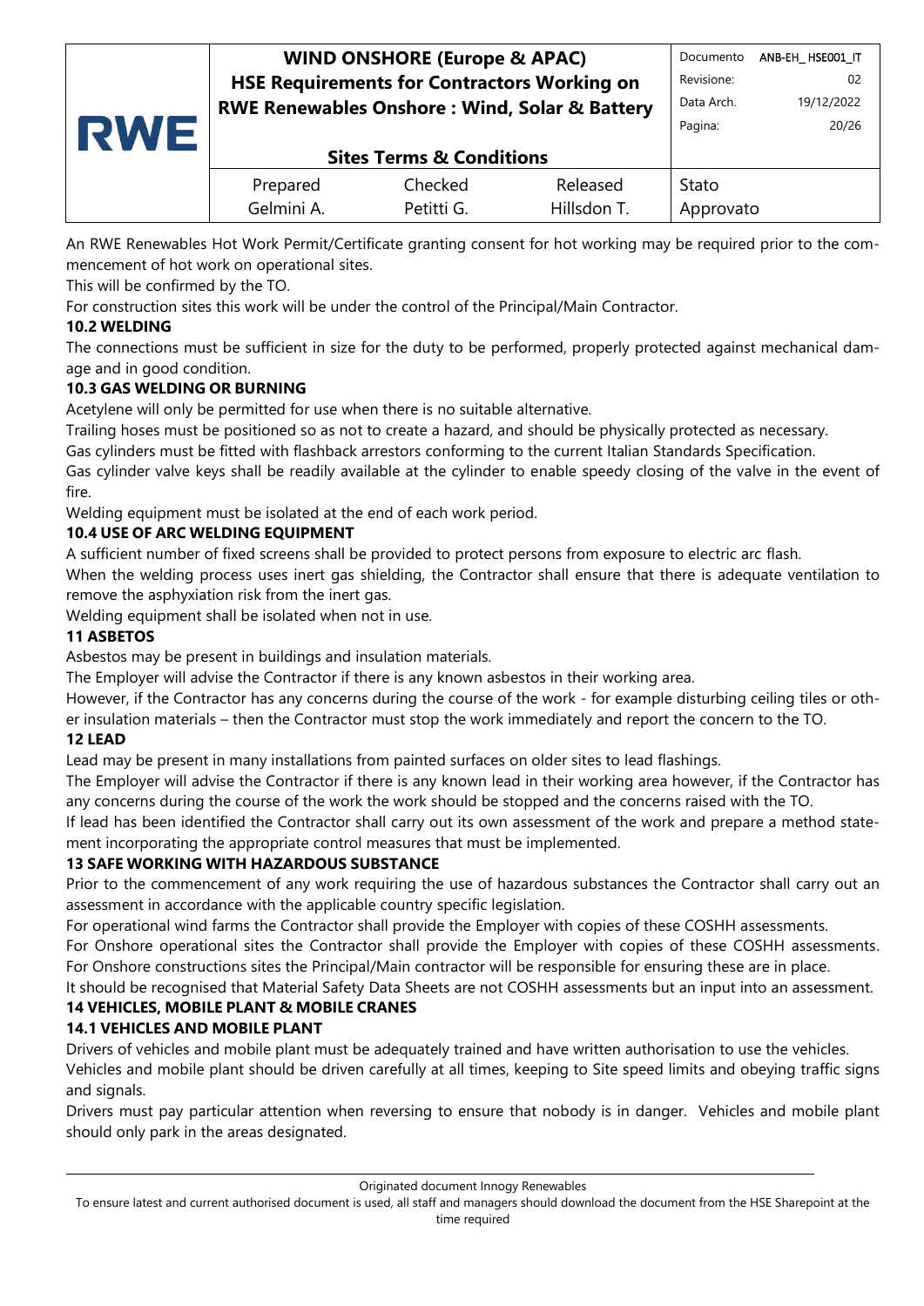An RWE Renewables Hot Work Permit/Certificate granting consent for hot working may be required prior to the commencement of hot work on operational sites.

This will be confirmed by the TO.

For construction sites this work will be under the control of the Principal/Main Contractor.

**10.2 WELDING**

The connections must be sufficient in size for the duty to be performed, properly protected against mechanical damage and in good condition.

**10.3 GAS WELDING OR BURNING**

Acetylene will only be permitted for use when there is no suitable alternative.

Trailing hoses must be positioned so as not to create a hazard, and should be physically protected as necessary.

Gas cylinders must be fitted with flashback arrestors conforming to the current Italian Standards Specification.

Gas cylinder valve keys shall be readily available at the cylinder to enable speedy closing of the valve in the event of fire.

Welding equipment must be isolated at the end of each work period.

**10.4 USE OF ARC WELDING EQUIPMENT**

A sufficient number of fixed screens shall be provided to protect persons from exposure to electric arc flash.

When the welding process uses inert gas shielding, the Contractor shall ensure that there is adequate ventilation to remove the asphyxiation risk from the inert gas.

Welding equipment shall be isolated when not in use.

**11 ASBETOS**

Asbestos may be present in buildings and insulation materials.

The Employer will advise the Contractor if there is any known asbestos in their working area.

However, if the Contractor has any concerns during the course of the work - for example disturbing ceiling tiles or other insulation materials – then the Contractor must stop the work immediately and report the concern to the TO.

**12 LEAD**

Lead may be present in many installations from painted surfaces on older sites to lead flashings.

The Employer will advise the Contractor if there is any known lead in their working area however, if the Contractor has any concerns during the course of the work the work should be stopped and the concerns raised with the TO.

If lead has been identified the Contractor shall carry out its own assessment of the work and prepare a method statement incorporating the appropriate control measures that must be implemented.

**13 SAFE WORKING WITH HAZARDOUS SUBSTANCE**

Prior to the commencement of any work requiring the use of hazardous substances the Contractor shall carry out an assessment in accordance with the applicable country specific legislation.

For operational wind farms the Contractor shall provide the Employer with copies of these COSHH assessments.

For Onshore operational sites the Contractor shall provide the Employer with copies of these COSHH assessments. For Onshore constructions sites the Principal/Main contractor will be responsible for ensuring these are in place.

It should be recognised that Material Safety Data Sheets are not COSHH assessments but an input into an assessment.

**14 VEHICLES, MOBILE PLANT & MOBILE CRANES**

**14.1 VEHICLES AND MOBILE PLANT**

Drivers of vehicles and mobile plant must be adequately trained and have written authorisation to use the vehicles.

Vehicles and mobile plant should be driven carefully at all times, keeping to Site speed limits and obeying traffic signs and signals.

Drivers must pay particular attention when reversing to ensure that nobody is in danger. Vehicles and mobile plant should only park in the areas designated.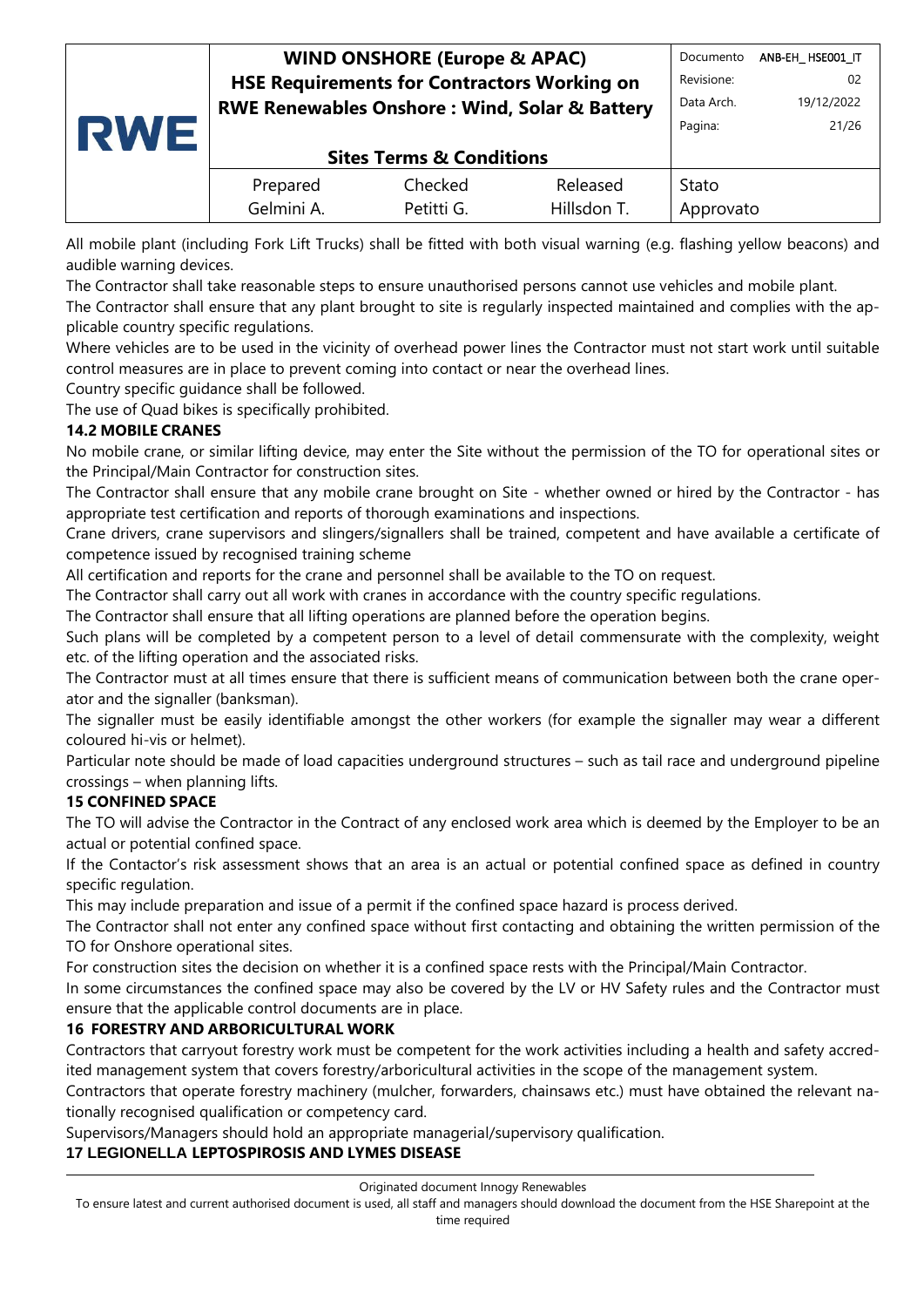All mobile plant (including Fork Lift Trucks) shall be fitted with both visual warning (e.g. flashing yellow beacons) and audible warning devices.

The Contractor shall take reasonable steps to ensure unauthorised persons cannot use vehicles and mobile plant.

The Contractor shall ensure that any plant brought to site is regularly inspected maintained and complies with the applicable country specific regulations.

Where vehicles are to be used in the vicinity of overhead power lines the Contractor must not start work until suitable control measures are in place to prevent coming into contact or near the overhead lines.

Country specific guidance shall be followed.

The use of Quad bikes is specifically prohibited.

**14.2 MOBILE CRANES**

No mobile crane, or similar lifting device, may enter the Site without the permission of the TO for operational sites or the Principal/Main Contractor for construction sites.

The Contractor shall ensure that any mobile crane brought on Site - whether owned or hired by the Contractor - has appropriate test certification and reports of thorough examinations and inspections.

Crane drivers, crane supervisors and slingers/signallers shall be trained, competent and have available a certificate of competence issued by recognised training scheme

All certification and reports for the crane and personnel shall be available to the TO on request.

The Contractor shall carry out all work with cranes in accordance with the country specific regulations.

The Contractor shall ensure that all lifting operations are planned before the operation begins.

Such plans will be completed by a competent person to a level of detail commensurate with the complexity, weight etc. of the lifting operation and the associated risks.

The Contractor must at all times ensure that there is sufficient means of communication between both the crane operator and the signaller (banksman).

The signaller must be easily identifiable amongst the other workers (for example the signaller may wear a different coloured hi-vis or helmet).

Particular note should be made of load capacities underground structures – such as tail race and underground pipeline crossings – when planning lifts.

**15 CONFINED SPACE**

The TO will advise the Contractor in the Contract of any enclosed work area which is deemed by the Employer to be an actual or potential confined space.

If the Contactor's risk assessment shows that an area is an actual or potential confined space as defined in country specific regulation.

This may include preparation and issue of a permit if the confined space hazard is process derived.

The Contractor shall not enter any confined space without first contacting and obtaining the written permission of the TO for Onshore operational sites.

For construction sites the decision on whether it is a confined space rests with the Principal/Main Contractor.

In some circumstances the confined space may also be covered by the LV or HV Safety rules and the Contractor must ensure that the applicable control documents are in place.

**16 FORESTRY AND ARBORICULTURAL WORK**

Contractors that carryout forestry work must be competent for the work activities including a health and safety accredited management system that covers forestry/arboricultural activities in the scope of the management system.

Contractors that operate forestry machinery (mulcher, forwarders, chainsaws etc.) must have obtained the relevant nationally recognised qualification or competency card.

Supervisors/Managers should hold an appropriate managerial/supervisory qualification.

**17 LEGIONELLA LEPTOSPIROSIS AND LYMES DISEASE**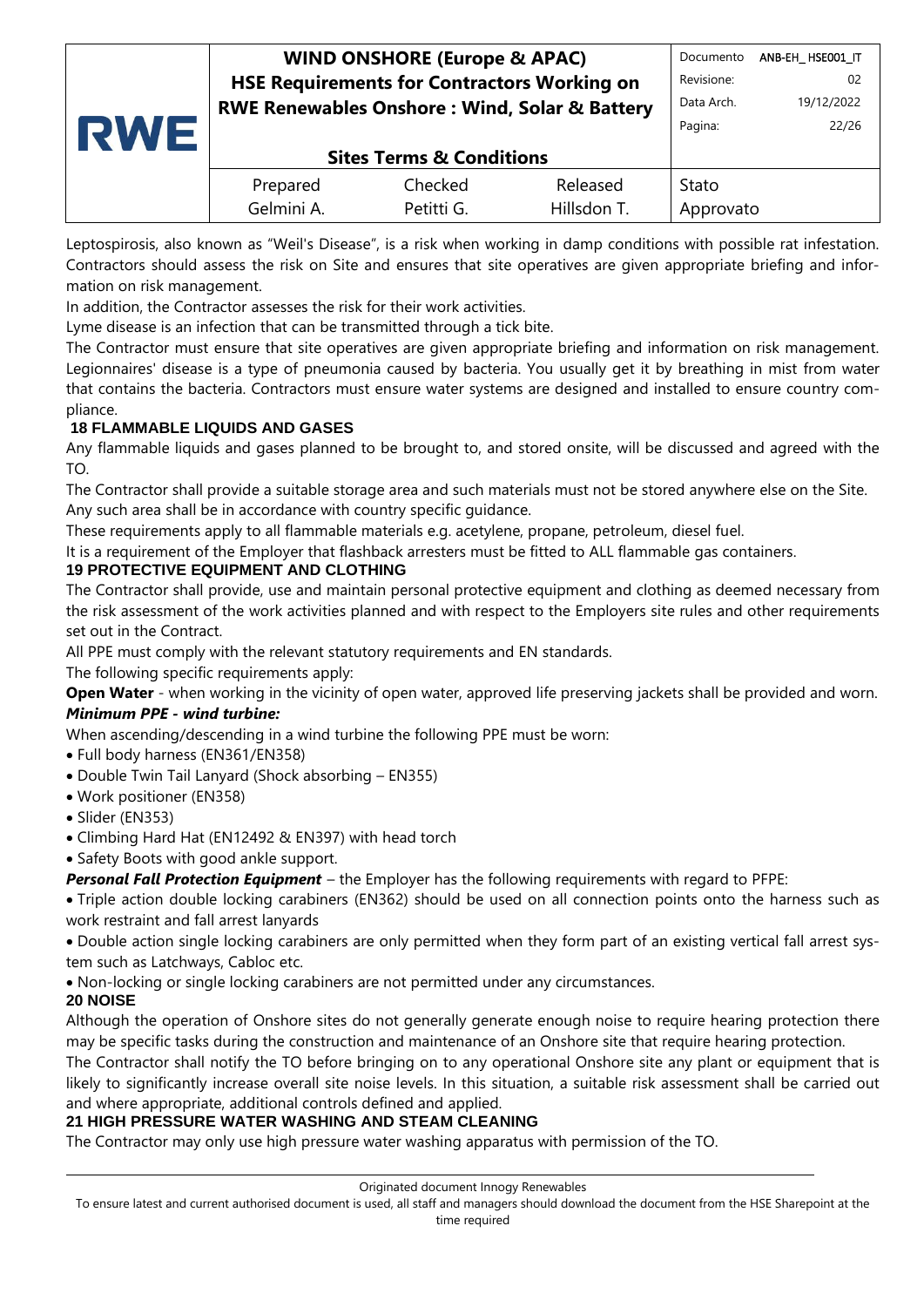Leptospirosis, also known as “Weil's Disease”, is a risk when working in damp conditions with possible rat infestation. Contractors should assess the risk on Site and ensures that site operatives are given appropriate briefing and information on risk management.

In addition, the Contractor assesses the risk for their work activities.

Lyme disease is an infection that can be transmitted through a tick bite.

The Contractor must ensure that site operatives are given appropriate briefing and information on risk management. Legionnaires' disease is a type of pneumonia caused by bacteria. You usually get it by breathing in mist from water that contains the bacteria. Contractors must ensure water systems are designed and installed to ensure country compliance.

## 18 FLAMMABLE LIQUIDS AND GASES

Any flammable liquids and gases planned to be brought to, and stored onsite, will be discussed and agreed with the TO.

The Contractor shall provide a suitable storage area and such materials must not be stored anywhere else on the Site. Any such area shall be in accordance with country specific guidance.

These requirements apply to all flammable materials e.g. acetylene, propane, petroleum, diesel fuel.

It is a requirement of the Employer that flashback arresters must be fitted to ALL flammable gas containers.

## 19 PROTECTIVE EQUIPMENT AND CLOTHING

The Contractor shall provide, use and maintain personal protective equipment and clothing as deemed necessary from the risk assessment of the work activities planned and with respect to the Employers site rules and other requirements set out in the Contract.

All PPE must comply with the relevant statutory requirements and EN standards.

The following specific requirements apply:

**Open Water** - when working in the vicinity of open water, approved life preserving jackets shall be provided and worn.

***Minimum PPE - wind turbine:***

When ascending/descending in a wind turbine the following PPE must be worn:

- Full body harness (EN361/EN358)
- Double Twin Tail Lanyard (Shock absorbing – EN355)
- Work positioner (EN358)
- Slider (EN353)
- Climbing Hard Hat (EN12492 & EN397) with head torch
- Safety Boots with good ankle support.

***Personal Fall Protection Equipment*** – the Employer has the following requirements with regard to PFPE:

- Triple action double locking carabiners (EN362) should be used on all connection points onto the harness such as work restraint and fall arrest lanyards
- Double action single locking carabiners are only permitted when they form part of an existing vertical fall arrest system such as Latchways, Cabloc etc.
- Non-locking or single locking carabiners are not permitted under any circumstances.

## 20 NOISE

Although the operation of Onshore sites do not generally generate enough noise to require hearing protection there may be specific tasks during the construction and maintenance of an Onshore site that require hearing protection.

The Contractor shall notify the TO before bringing on to any operational Onshore site any plant or equipment that is likely to significantly increase overall site noise levels. In this situation, a suitable risk assessment shall be carried out and where appropriate, additional controls defined and applied.

## 21 HIGH PRESSURE WATER WASHING AND STEAM CLEANING

The Contractor may only use high pressure water washing apparatus with permission of the TO.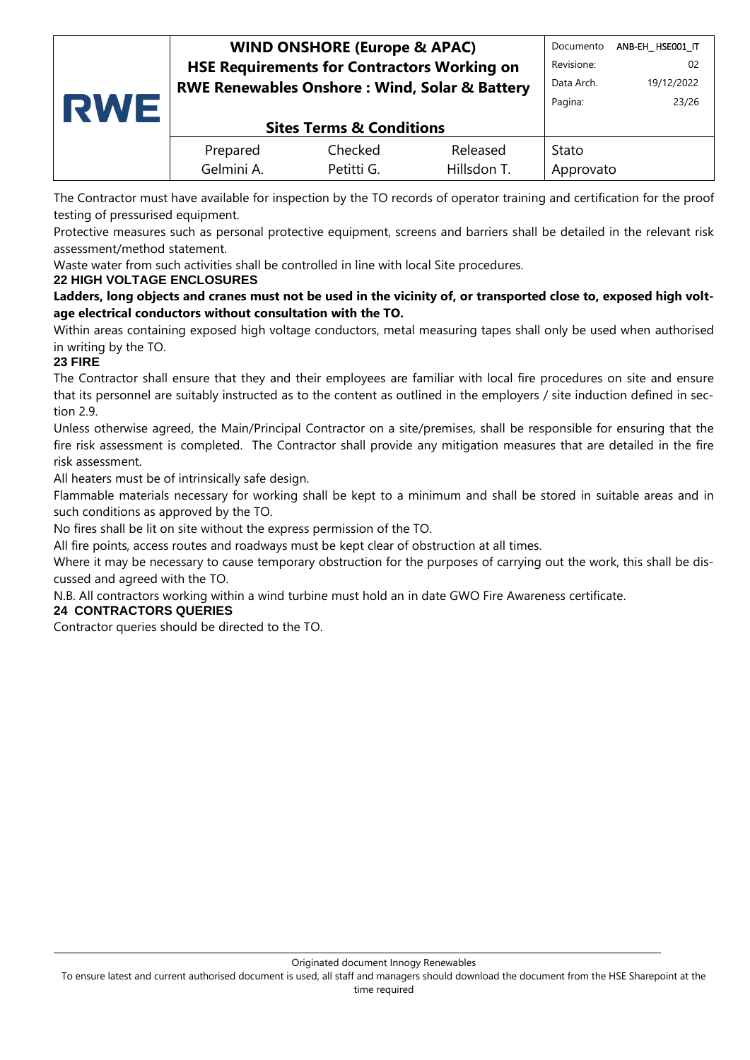The Contractor must have available for inspection by the TO records of operator training and certification for the proof testing of pressurised equipment.

Protective measures such as personal protective equipment, screens and barriers shall be detailed in the relevant risk assessment/method statement.

Waste water from such activities shall be controlled in line with local Site procedures.

## 22 HIGH VOLTAGE ENCLOSURES

**Ladders, long objects and cranes must not be used in the vicinity of, or transported close to, exposed high voltage electrical conductors without consultation with the TO.**

Within areas containing exposed high voltage conductors, metal measuring tapes shall only be used when authorised in writing by the TO.

## 23 FIRE

The Contractor shall ensure that they and their employees are familiar with local fire procedures on site and ensure that its personnel are suitably instructed as to the content as outlined in the employers / site induction defined in section 2.9.

Unless otherwise agreed, the Main/Principal Contractor on a site/premises, shall be responsible for ensuring that the fire risk assessment is completed. The Contractor shall provide any mitigation measures that are detailed in the fire risk assessment.

All heaters must be of intrinsically safe design.

Flammable materials necessary for working shall be kept to a minimum and shall be stored in suitable areas and in such conditions as approved by the TO.

No fires shall be lit on site without the express permission of the TO.

All fire points, access routes and roadways must be kept clear of obstruction at all times.

Where it may be necessary to cause temporary obstruction for the purposes of carrying out the work, this shall be discussed and agreed with the TO.

N.B. All contractors working within a wind turbine must hold an in date GWO Fire Awareness certificate.

## 24 CONTRACTORS QUERIES

Contractor queries should be directed to the TO.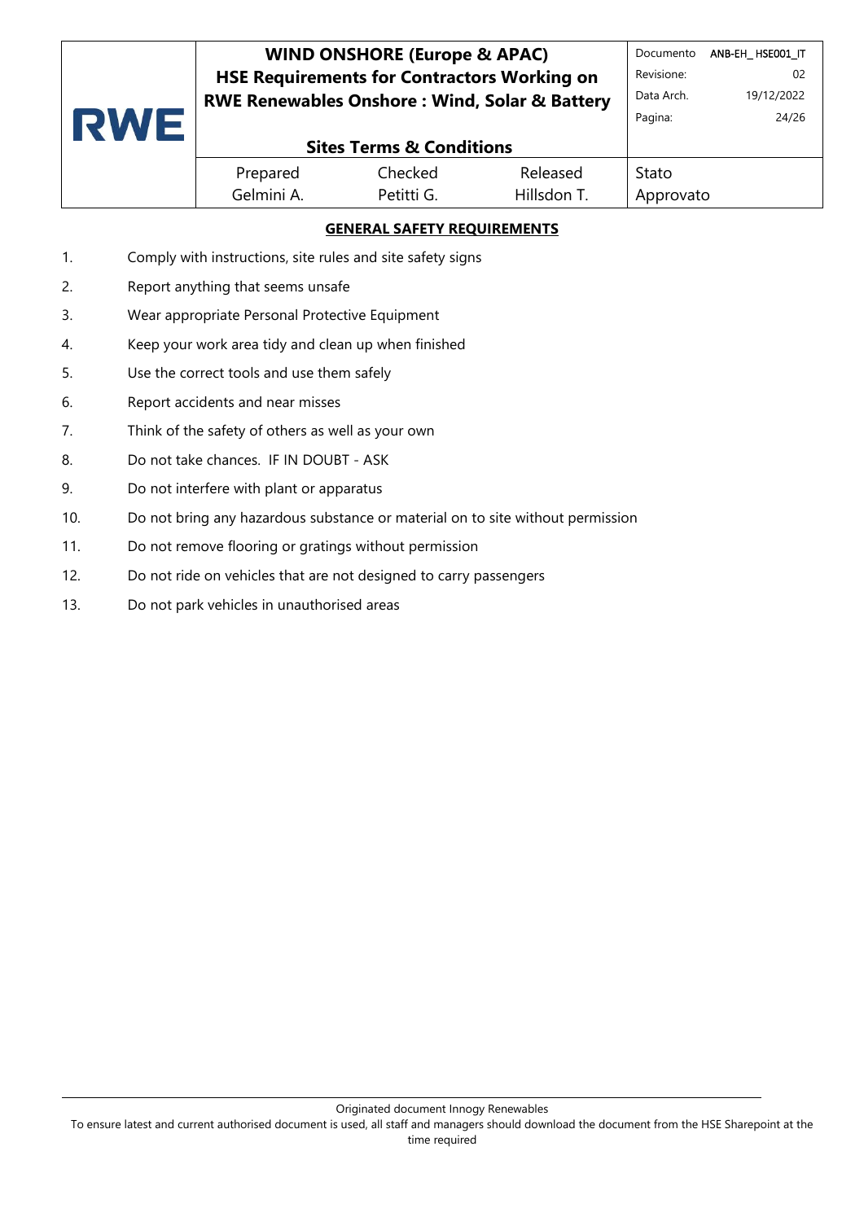## GENERAL SAFETY REQUIREMENTS

1. Comply with instructions, site rules and site safety signs
2. Report anything that seems unsafe
3. Wear appropriate Personal Protective Equipment
4. Keep your work area tidy and clean up when finished
5. Use the correct tools and use them safely
6. Report accidents and near misses
7. Think of the safety of others as well as your own
8. Do not take chances. IF IN DOUBT - ASK
9. Do not interfere with plant or apparatus
10. Do not bring any hazardous substance or material on to site without permission
11. Do not remove flooring or gratings without permission
12. Do not ride on vehicles that are not designed to carry passengers
13. Do not park vehicles in unauthorised areas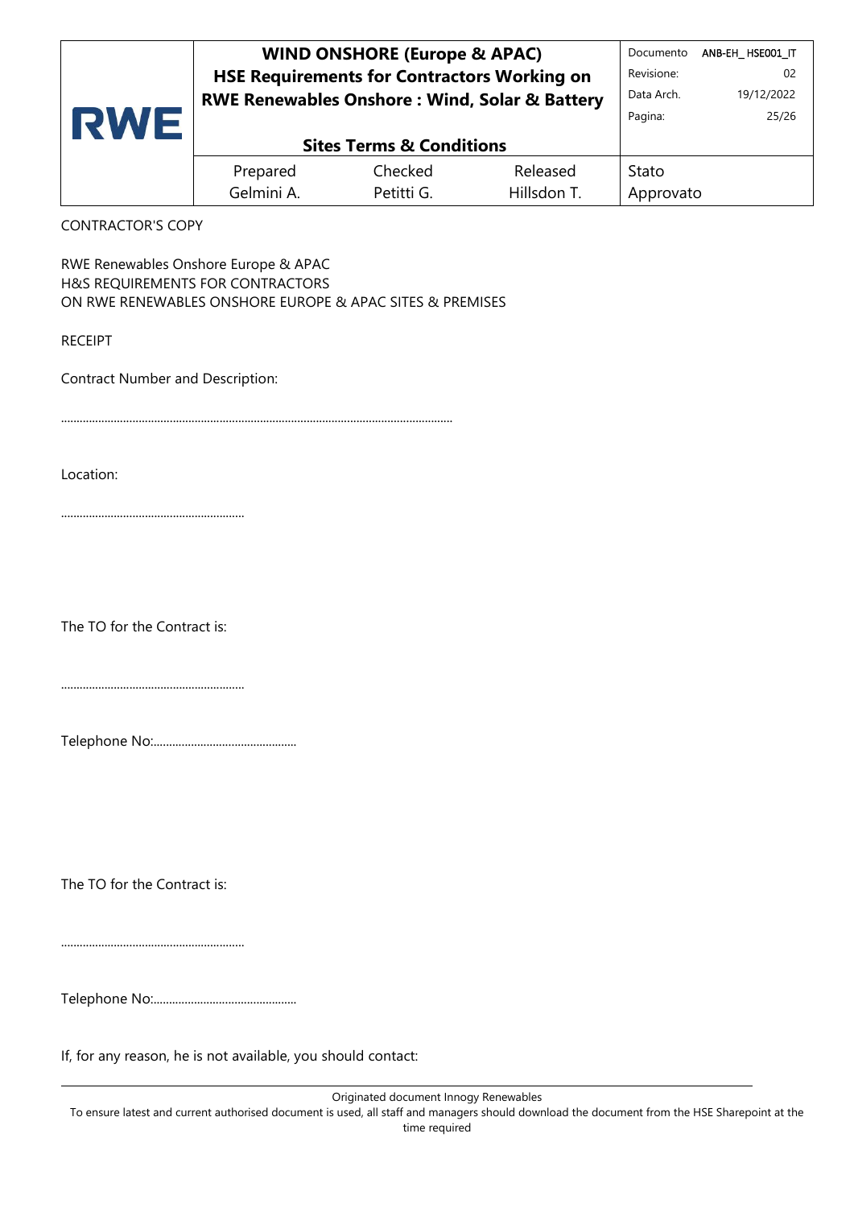CONTRACTOR'S COPY

RWE Renewables Onshore Europe & APAC
H&S REQUIREMENTS FOR CONTRACTORS
ON RWE RENEWABLES ONSHORE EUROPE & APAC SITES & PREMISES

RECEIPT

Contract Number and Description:

.............................................................................................................................

Location:

...........................................................

The TO for the Contract is:

...........................................................

Telephone No:..............................................

The TO for the Contract is:

...........................................................

Telephone No:..............................................

If, for any reason, he is not available, you should contact: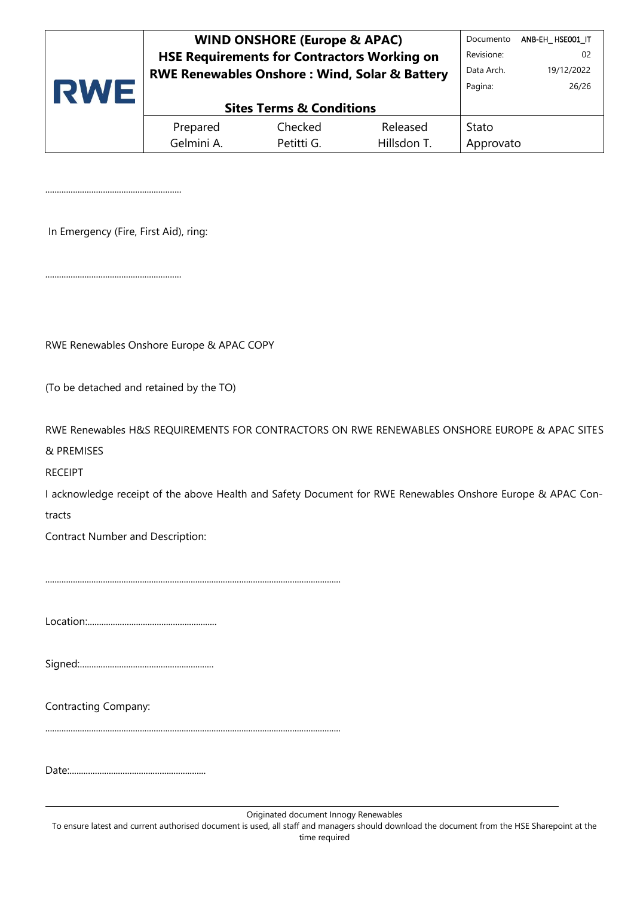……………………………………………………

In Emergency (Fire, First Aid), ring:

……………………………………………………

RWE Renewables Onshore Europe & APAC COPY

(To be detached and retained by the TO)

RWE Renewables H&S REQUIREMENTS FOR CONTRACTORS ON RWE RENEWABLES ONSHORE EUROPE & APAC SITES & PREMISES

RECEIPT

I acknowledge receipt of the above Health and Safety Document for RWE Renewables Onshore Europe & APAC Contracts

Contract Number and Description:

……………………………………………………………………………………………………………

Location:…………………………………………………

Signed:……………………………………………………

Contracting Company:

……………………………………………………………………………………………………………

Date:……………………………………………………

Originated document Innogy Renewables

To ensure latest and current authorised document is used, all staff and managers should download the document from the HSE Sharepoint at the time required